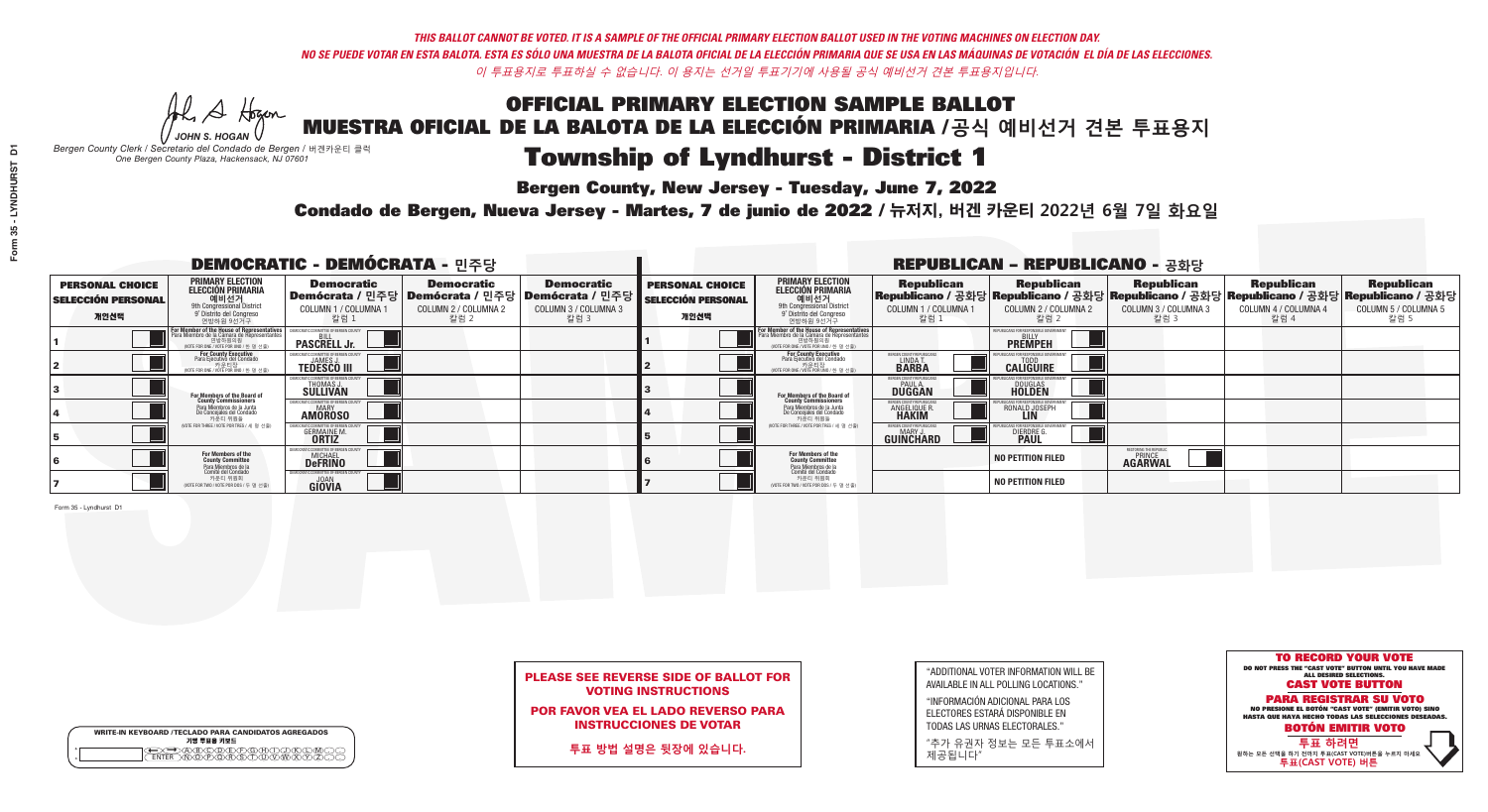*THIS BALLOT CANNOT BE VOTED. IT IS A SAMPLE OF THE OFFICIAL PRIMARY ELECTION BALLOT USED IN THE VOTING MACHINES ON ELECTION DAY.*
*NO SE PUEDE VOTAR EN ESTA BALOTA. ESTA ES SÓLO UNA MUESTRA DE LA BALOTA OFICIAL DE LA ELECCIÓN PRIMARIA QUE SE USA EN LAS MÁQUINAS DE VOTACIÓN EL DÍA DE LAS ELECCIONES.*
*이 투표용지로 투표하실 수 없습니다. 이 용지는 선거일 투표기기에 사용될 공식 예비선거 견본 투표용지입니다.*

JOHN S. HOGAN
*Bergen County Clerk / Secretario del Condado de Bergen / 버겐카운티 클럭*
*One Bergen County Plaza, Hackensack, NJ 07601*

# OFFICIAL PRIMARY ELECTION SAMPLE BALLOT
# MUESTRA OFICIAL DE LA BALOTA DE LA ELECCIÓN PRIMARIA /공식 예비선거 견본 투표용지
# Township of Lyndhurst - District 1

**Bergen County, New Jersey - Tuesday, June 7, 2022**

**Condado de Bergen, Nueva Jersey - Martes, 7 de junio de 2022 / 뉴저지, 버겐 카운티 2022년 6월 7일 화요일**

## DEMOCRATIC - DEMÓCRATA - 민주당

| PERSONAL CHOICE / SELECCIÓN PERSONAL / 개인선택 | PRIMARY ELECTION / ELECCIÓN PRIMARIA / 예비선거 / 9th Congressional District / 9° Distrito del Congreso / 연방하원 9선거구 | Democratic / Demócrata / 민주당 COLUMN 1 / COLUMNA 1 / 칼럼 1 | Democratic / Demócrata / 민주당 COLUMN 2 / COLUMNA 2 / 칼럼 2 | Democratic / Demócrata / 민주당 COLUMN 3 / COLUMNA 3 / 칼럼 3 |
|---|---|---|---|---|
| 1 | For Member of the House of Representatives / Para Miembro de la Cámara de Representantes / 연방하원의원 (VOTE FOR ONE / VOTE POR UNO / 한 명 선출) | BILL PASCRELL Jr. | | |
| 2 | For County Executive / Para Ejecutivo del Condado / 카운티장 (VOTE FOR ONE / VOTE POR UNO / 한 명 선출) | JAMES J. TEDESCO III | | |
| 3 | For Members of the Board of County Commissioners / Para Miembros de la Junta De Concejales del Condado / 카운티 위원들 (VOTE FOR THREE / VOTE POR TRES / 세 명 선출) | THOMAS J. SULLIVAN | | |
| 4 | | MARY AMOROSO | | |
| 5 | | GERMAINE M. ORTIZ | | |
| 6 | For Members of the County Committee / Para Miembros de la Comité del Condado / 카운티 위원회 (VOTE FOR TWO / VOTE POR DOS / 두 명 선출) | MICHAEL DeFRINO | | |
| 7 | | JOAN GIOVIA | | |

## REPUBLICAN - REPUBLICANO - 공화당

| PERSONAL CHOICE / SELECCIÓN PERSONAL / 개인선택 | PRIMARY ELECTION / ELECCIÓN PRIMARIA / 예비선거 / 9th Congressional District / 9° Distrito del Congreso / 연방하원 9선거구 | Republican / Republicano / 공화당 COLUMN 1 / COLUMNA 1 / 칼럼 1 | Republican / Republicano / 공화당 COLUMN 2 / COLUMNA 2 / 칼럼 2 | Republican / Republicano / 공화당 COLUMN 3 / COLUMNA 3 / 칼럼 3 | Republican / Republicano / 공화당 COLUMN 4 / COLUMNA 4 / 칼럼 4 | Republican / Republicano / 공화당 COLUMN 5 / COLUMNA 5 / 칼럼 5 |
|---|---|---|---|---|---|---|
| 1 | For Member of the House of Representatives / Para Miembro de la Cámara de Representantes / 연방하원의원 (VOTE FOR ONE / VOTE POR UNO / 한 명 선출) | | BILLY PREMPEH | | | |
| 2 | For County Executive / Para Ejecutivo del Condado / 카운티장 (VOTE FOR ONE / VOTE POR UNO / 한 명 선출) | LINDA T. BARBA | TODD CALIGUIRE | | | |
| 3 | For Members of the Board of County Commissioners / Para Miembros de la Junta De Concejales del Condado / 카운티 위원들 (VOTE FOR THREE / VOTE POR TRES / 세 명 선출) | PAUL A. DUGGAN | DOUGLAS HOLDEN | | | |
| 4 | | ANGELIQUE R. HAKIM | RONALD JOSEPH LIN | | | |
| 5 | | MARY J. GUINCHARD | DIERDRE G. PAUL | | | |
| 6 | For Members of the County Committee / Para Miembros de la Comité del Condado / 카운티 위원회 (VOTE FOR TWO / VOTE POR DOS / 두 명 선출) | | NO PETITION FILED | PRINCE AGARWAL | | |
| 7 | | | NO PETITION FILED | | | |

Form 35 - Lyndhurst D1

**PLEASE SEE REVERSE SIDE OF BALLOT FOR VOTING INSTRUCTIONS**

**POR FAVOR VEA EL LADO REVERSO PARA INSTRUCCIONES DE VOTAR**

**투표 방법 설명은 뒷장에 있습니다.**

"ADDITIONAL VOTER INFORMATION WILL BE AVAILABLE IN ALL POLLING LOCATIONS."

"INFORMACIÓN ADICIONAL PARA LOS ELECTORES ESTARÁ DISPONIBLE EN TODAS LAS URNAS ELECTORALES."

"추가 유권자 정보는 모든 투표소에서 제공됩니다"

WRITE-IN KEYBOARD /TECLADO PARA CANDIDATOS AGREGADOS
기명 투표용 키보드

**TO RECORD YOUR VOTE**
DO NOT PRESS THE "CAST VOTE" BUTTON UNTIL YOU HAVE MADE ALL DESIRED SELECTIONS.
**CAST VOTE BUTTON**

**PARA REGISTRAR SU VOTO**
NO PRESIONE EL BOTÓN "CAST VOTE" (EMITIR VOTO) SINO HASTA QUE HAYA HECHO TODAS LAS SELECCIONES DESEADAS.
**BOTÓN EMITIR VOTO**

**투표 하려면**
원하는 모든 선택을 하기 전까지 투표(CAST VOTE)버튼을 누르지 마세요.
**투표(CAST VOTE) 버튼**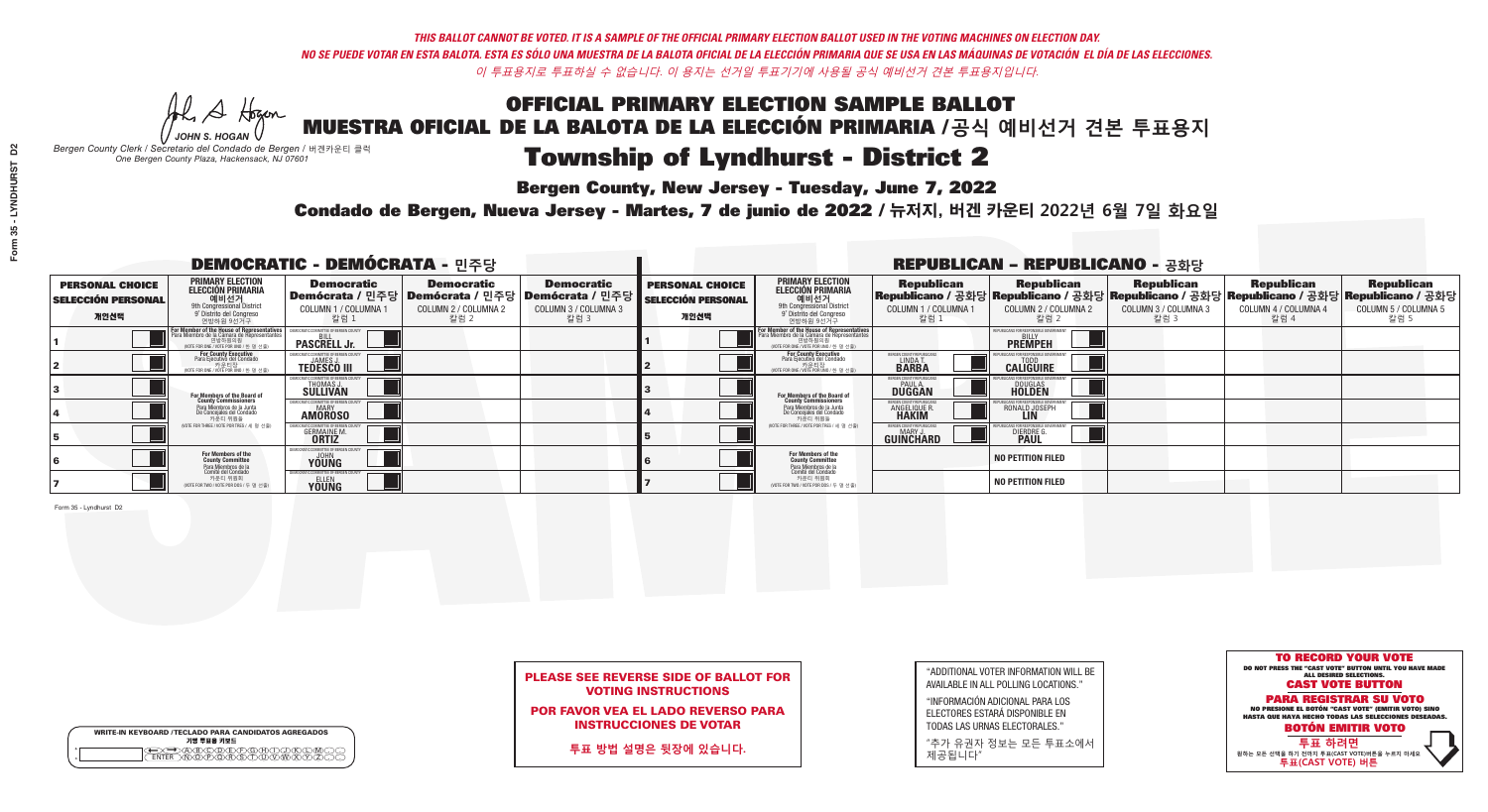*THIS BALLOT CANNOT BE VOTED. IT IS A SAMPLE OF THE OFFICIAL PRIMARY ELECTION BALLOT USED IN THE VOTING MACHINES ON ELECTION DAY.*
*NO SE PUEDE VOTAR EN ESTA BALOTA. ESTA ES SÓLO UNA MUESTRA DE LA BALOTA OFICIAL DE LA ELECCIÓN PRIMARIA QUE SE USA EN LAS MÁQUINAS DE VOTACIÓN EL DÍA DE LAS ELECCIONES.*
*이 투표용지로 투표하실 수 없습니다. 이 용지는 선거일 투표기기에 사용될 공식 예비선거 견본 투표용지입니다.*

JOHN S. HOGAN
*Bergen County Clerk / Secretario del Condado de Bergen / 버겐카운티 클럭*
*One Bergen County Plaza, Hackensack, NJ 07601*

# OFFICIAL PRIMARY ELECTION SAMPLE BALLOT
# MUESTRA OFICIAL DE LA BALOTA DE LA ELECCIÓN PRIMARIA /공식 예비선거 견본 투표용지

# Township of Lyndhurst - District 2

**Bergen County, New Jersey - Tuesday, June 7, 2022**

**Condado de Bergen, Nueva Jersey - Martes, 7 de junio de 2022 / 뉴저지, 버겐 카운티 2022년 6월 7일 화요일**

## DEMOCRATIC - DEMÓCRATA - 민주당

| PERSONAL CHOICE / SELECCIÓN PERSONAL / 개인선택 | PRIMARY ELECTION / ELECCIÓN PRIMARIA / 예비선거 / 9th Congressional District / 9° Distrito del Congreso / 연방하원 9선거구 | Democratic / Demócrata / 민주당 COLUMN 1 / COLUMNA 1 / 칼럼 1 | Democratic / Demócrata / 민주당 COLUMN 2 / COLUMNA 2 / 칼럼 2 | Democratic / Demócrata / 민주당 COLUMN 3 / COLUMNA 3 / 칼럼 3 |
|---|---|---|---|---|
| 1 | For Member of the House of Representatives / Para Miembro de la Cámara de Representantes / 연방하원의원 (VOTE FOR ONE / VOTE POR UNO / 한 명 선출) | BILL PASCRELL Jr. | | |
| 2 | For County Executive / Para Ejecutivo del Condado / 카운티장 (VOTE FOR ONE / VOTE POR UNO / 한 명 선출) | JAMES J. TEDESCO III | | |
| 3 | For Members of the Board of County Commissioners / Para Miembros de la Junta De Concejales del Condado / 카운티 위원들 (VOTE FOR THREE / VOTE POR TRES / 세 명 선출) | THOMAS J. SULLIVAN | | |
| 4 | | MARY AMOROSO | | |
| 5 | | GERMAINE M. ORTIZ | | |
| 6 | For Members of the County Committee / Para Miembros de la Comité del Condado / 카운티 위원회 (VOTE FOR TWO / VOTE POR DOS / 두 명 선출) | JOHN YOUNG | | |
| 7 | | ELLEN YOUNG | | |

## REPUBLICAN - REPUBLICANO - 공화당

| PERSONAL CHOICE / SELECCIÓN PERSONAL / 개인선택 | PRIMARY ELECTION / ELECCIÓN PRIMARIA / 예비선거 / 9th Congressional District / 9° Distrito del Congreso / 연방하원 9선거구 | Republican / Republicano / 공화당 COLUMN 1 / COLUMNA 1 / 칼럼 1 | Republican / Republicano / 공화당 COLUMN 2 / COLUMNA 2 / 칼럼 2 | Republican / Republicano / 공화당 COLUMN 3 / COLUMNA 3 / 칼럼 3 | Republican / Republicano / 공화당 COLUMN 4 / COLUMNA 4 / 칼럼 4 | Republican / Republicano / 공화당 COLUMN 5 / COLUMNA 5 / 칼럼 5 |
|---|---|---|---|---|---|---|
| 1 | For Member of the House of Representatives / Para Miembro de la Cámara de Representantes / 연방하원의원 (VOTE FOR ONE / VOTE POR UNO / 한 명 선출) | | BILLY PREMPEH | | | |
| 2 | For County Executive / Para Ejecutivo del Condado / 카운티장 (VOTE FOR ONE / VOTE POR UNO / 한 명 선출) | LINDA T. BARBA | TODD CALIGUIRE | | | |
| 3 | For Members of the Board of County Commissioners / Para Miembros de la Junta De Concejales del Condado / 카운티 위원들 (VOTE FOR THREE / VOTE POR TRES / 세 명 선출) | PAUL A. DUGGAN | DOUGLAS HOLDEN | | | |
| 4 | | ANGELIQUE R. HAKIM | RONALD JOSEPH LIN | | | |
| 5 | | MARY J. GUINCHARD | DIERDRE G. PAUL | | | |
| 6 | For Members of the County Committee / Para Miembros de la Comité del Condado / 카운티 위원회 (VOTE FOR TWO / VOTE POR DOS / 두 명 선출) | | NO PETITION FILED | | | |
| 7 | | | NO PETITION FILED | | | |

Form 35 - Lyndhurst D2

**PLEASE SEE REVERSE SIDE OF BALLOT FOR VOTING INSTRUCTIONS**

**POR FAVOR VEA EL LADO REVERSO PARA INSTRUCCIONES DE VOTAR**

**투표 방법 설명은 뒷장에 있습니다.**

"ADDITIONAL VOTER INFORMATION WILL BE AVAILABLE IN ALL POLLING LOCATIONS."

"INFORMACIÓN ADICIONAL PARA LOS ELECTORES ESTARÁ DISPONIBLE EN TODAS LAS URNAS ELECTORALES."

"추가 유권자 정보는 모든 투표소에서 제공됩니다"

WRITE-IN KEYBOARD /TECLADO PARA CANDIDATOS AGREGADOS
기명 투표용 키보드

**TO RECORD YOUR VOTE**
DO NOT PRESS THE "CAST VOTE" BUTTON UNTIL YOU HAVE MADE ALL DESIRED SELECTIONS.
**CAST VOTE BUTTON**

**PARA REGISTRAR SU VOTO**
NO PRESIONE EL BOTÓN "CAST VOTE" (EMITIR VOTO) SINO HASTA QUE HAYA HECHO TODAS LAS SELECCIONES DESEADAS.
**BOTÓN EMITIR VOTO**

**투표 하려면**
원하는 모든 선택을 하기 전까지 투표(CAST VOTE)버튼을 누르지 마세요
**투표(CAST VOTE) 버튼**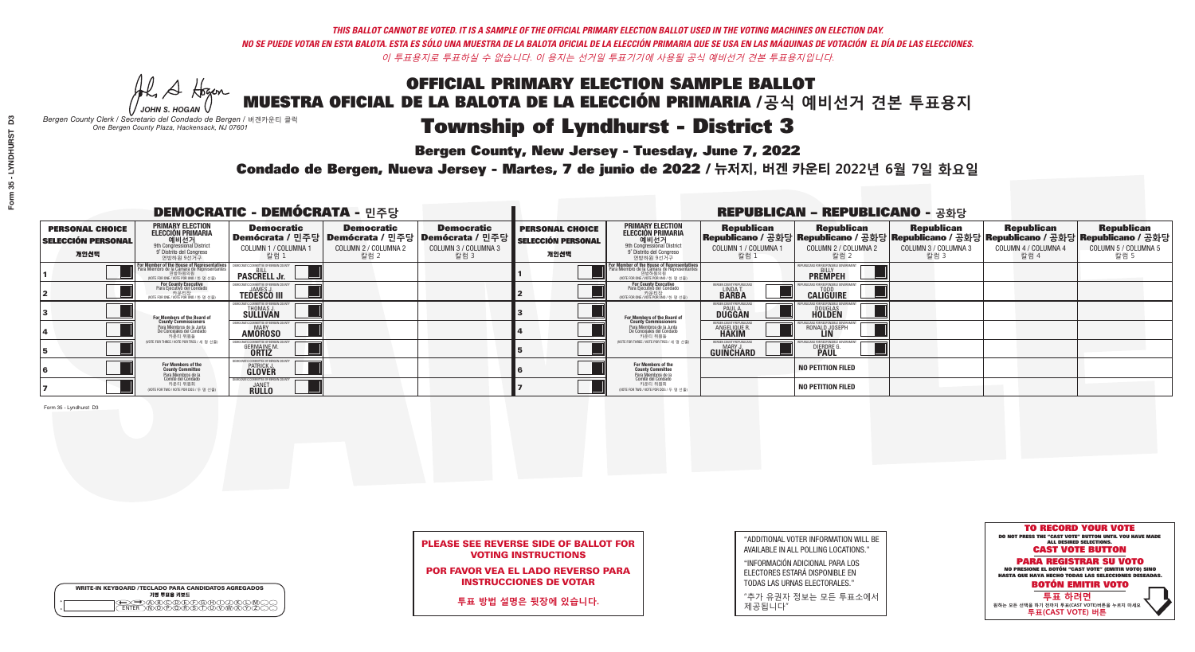*THIS BALLOT CANNOT BE VOTED. IT IS A SAMPLE OF THE OFFICIAL PRIMARY ELECTION BALLOT USED IN THE VOTING MACHINES ON ELECTION DAY.*
*NO SE PUEDE VOTAR EN ESTA BALOTA. ESTA ES SÓLO UNA MUESTRA DE LA BALOTA OFICIAL DE LA ELECCIÓN PRIMARIA QUE SE USA EN LAS MÁQUINAS DE VOTACIÓN EL DÍA DE LAS ELECCIONES.*
*이 투표용지로 투표하실 수 없습니다. 이 용지는 선거일 투표기기에 사용될 공식 예비선거 견본 투표용지입니다.*

JOHN S. HOGAN
*Bergen County Clerk / Secretario del Condado de Bergen / 버겐카운티 클럭*
*One Bergen County Plaza, Hackensack, NJ 07601*

# OFFICIAL PRIMARY ELECTION SAMPLE BALLOT
# MUESTRA OFICIAL DE LA BALOTA DE LA ELECCIÓN PRIMARIA /공식 예비선거 견본 투표용지
# Township of Lyndhurst - District 3

**Bergen County, New Jersey - Tuesday, June 7, 2022**

**Condado de Bergen, Nueva Jersey - Martes, 7 de junio de 2022 / 뉴저지, 버겐 카운티 2022년 6월 7일 화요일**

## DEMOCRATIC - DEMÓCRATA - 민주당

| PERSONAL CHOICE / SELECCIÓN PERSONAL / 개인선택 | PRIMARY ELECTION / ELECCIÓN PRIMARIA / 예비선거 | Democratic / Demócrata / 민주당 COLUMN 1 / COLUMNA 1 / 칼럼 1 | Democratic / Demócrata / 민주당 COLUMN 2 / COLUMNA 2 / 칼럼 2 | Democratic / Demócrata / 민주당 COLUMN 3 / COLUMNA 3 / 칼럼 3 |
|---|---|---|---|---|
| 1 | For Member of the House of Representatives / Para Miembro de la Cámara de Representantes / 연방하원의원 9th Congressional District (VOTE FOR ONE / VOTE POR UNO / 한 명 선출) | BILL PASCRELL Jr. | | |
| 2 | For County Executive / Para Ejecutivo del Condado / 카운티장 (VOTE FOR ONE / VOTE POR UNO / 한 명 선출) | JAMES J. TEDESCO III | | |
| 3 | For Members of the Board of County Commissioners / Para Miembros de la Junta De Concejales del Condado / 카운티 위원들 (VOTE FOR THREE / VOTE POR TRES / 세 명 선출) | THOMAS J. SULLIVAN | | |
| 4 | | MARY AMOROSO | | |
| 5 | | GERMAINE M. ORTIZ | | |
| 6 | For Members of the County Committee / Para Miembros de la Comité del Condado / 카운티 위원회 (VOTE FOR TWO / VOTE POR DOS / 두 명 선출) | PATRICK J. GLOVER | | |
| 7 | | JANET RULLO | | |

## REPUBLICAN - REPUBLICANO - 공화당

| PERSONAL CHOICE / SELECCIÓN PERSONAL / 개인선택 | PRIMARY ELECTION / ELECCIÓN PRIMARIA / 예비선거 | Republican / Republicano / 공화당 COLUMN 1 / COLUMNA 1 / 칼럼 1 | Republican / Republicano / 공화당 COLUMN 2 / COLUMNA 2 / 칼럼 2 | Republican / Republicano / 공화당 COLUMN 3 / COLUMNA 3 / 칼럼 3 | Republican / Republicano / 공화당 COLUMN 4 / COLUMNA 4 / 칼럼 4 | Republican / Republicano / 공화당 COLUMN 5 / COLUMNA 5 / 칼럼 5 |
|---|---|---|---|---|---|---|
| 1 | For Member of the House of Representatives / Para Miembro de la Cámara de Representantes / 연방하원의원 9th Congressional District (VOTE FOR ONE / VOTE POR UNO / 한 명 선출) | | BILLY PREMPEH | | | |
| 2 | For County Executive / Para Ejecutivo del Condado / 카운티장 (VOTE FOR ONE / VOTE POR UNO / 한 명 선출) | LINDA T. BARBA | TODD CALIGUIRE | | | |
| 3 | For Members of the Board of County Commissioners / Para Miembros de la Junta De Concejales del Condado / 카운티 위원들 (VOTE FOR THREE / VOTE POR TRES / 세 명 선출) | PAUL A. DUGGAN | DOUGLAS HOLDEN | | | |
| 4 | | ANGELIQUE R. HAKIM | RONALD JOSEPH LIN | | | |
| 5 | | MARY J. GUINCHARD | DIERDRE G. PAUL | | | |
| 6 | For Members of the County Committee / Para Miembros de la Comité del Condado / 카운티 위원회 (VOTE FOR TWO / VOTE POR DOS / 두 명 선출) | | NO PETITION FILED | | | |
| 7 | | | NO PETITION FILED | | | |

Form 35 - Lyndhurst D3

**PLEASE SEE REVERSE SIDE OF BALLOT FOR VOTING INSTRUCTIONS**

**POR FAVOR VEA EL LADO REVERSO PARA INSTRUCCIONES DE VOTAR**

**투표 방법 설명은 뒷장에 있습니다.**

"ADDITIONAL VOTER INFORMATION WILL BE AVAILABLE IN ALL POLLING LOCATIONS."

"INFORMACIÓN ADICIONAL PARA LOS ELECTORES ESTARÁ DISPONIBLE EN TODAS LAS URNAS ELECTORALES."

"추가 유권자 정보는 모든 투표소에서 제공됩니다"

WRITE-IN KEYBOARD /TECLADO PARA CANDIDATOS AGREGADOS
기명 투표용 키보드

**TO RECORD YOUR VOTE**
DO NOT PRESS THE "CAST VOTE" BUTTON UNTIL YOU HAVE MADE ALL DESIRED SELECTIONS.
**CAST VOTE BUTTON**
**PARA REGISTRAR SU VOTO**
NO PRESIONE EL BOTÓN "CAST VOTE" (EMITIR VOTO) SINO HASTA QUE HAYA HECHO TODAS LAS SELECCIONES DESEADAS.
**BOTÓN EMITIR VOTO**
**투표 하려면**
원하는 모든 선택을 하기 전까지 투표(CAST VOTE)버튼을 누르지 마세요
**투표(CAST VOTE) 버튼**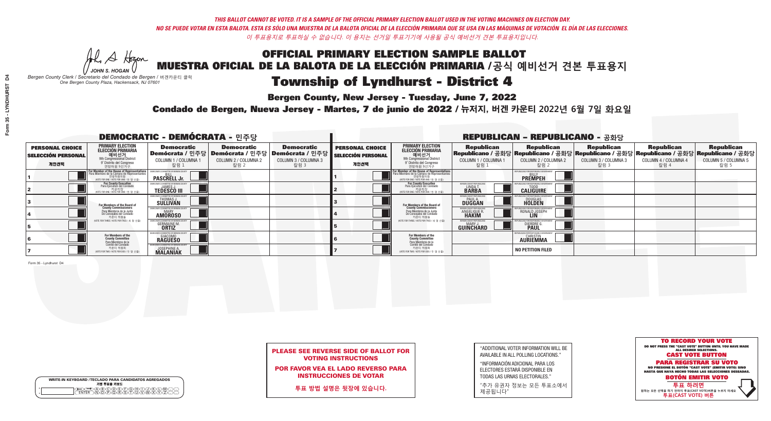*THIS BALLOT CANNOT BE VOTED. IT IS A SAMPLE OF THE OFFICIAL PRIMARY ELECTION BALLOT USED IN THE VOTING MACHINES ON ELECTION DAY.*
*NO SE PUEDE VOTAR EN ESTA BALOTA. ESTA ES SÓLO UNA MUESTRA DE LA BALOTA OFICIAL DE LA ELECCIÓN PRIMARIA QUE SE USA EN LAS MÁQUINAS DE VOTACIÓN EL DÍA DE LAS ELECCIONES.*
*이 투표용지로 투표하실 수 없습니다. 이 용지는 선거일 투표기기에 사용될 공식 예비선거 견본 투표용지입니다.*

JOHN S. HOGAN
*Bergen County Clerk / Secretario del Condado de Bergen / 버겐카운티 클럭*
*One Bergen County Plaza, Hackensack, NJ 07601*

# OFFICIAL PRIMARY ELECTION SAMPLE BALLOT
# MUESTRA OFICIAL DE LA BALOTA DE LA ELECCIÓN PRIMARIA /공식 예비선거 견본 투표용지
# Township of Lyndhurst - District 4

**Bergen County, New Jersey - Tuesday, June 7, 2022**

**Condado de Bergen, Nueva Jersey - Martes, 7 de junio de 2022 / 뉴저지, 버겐 카운티 2022년 6월 7일 화요일**

## DEMOCRATIC - DEMÓCRATA - 민주당

| PERSONAL CHOICE / SELECCIÓN PERSONAL / 개인선택 | PRIMARY ELECTION / ELECCIÓN PRIMARIA / 예비선거 / 9th Congressional District / 9° Distrito del Congreso / 연방하원 9선거구 | Democratic / Demócrata / 민주당 COLUMN 1 / COLUMNA 1 / 칼럼 1 | Democratic / Demócrata / 민주당 COLUMN 2 / COLUMNA 2 / 칼럼 2 | Democratic / Demócrata / 민주당 COLUMN 3 / COLUMNA 3 / 칼럼 3 |
|---|---|---|---|---|
| 1 | For Member of the House of Representatives / Para Miembro de la Cámara de Representantes / 연방하원의원 (VOTE FOR ONE / VOTE POR UNO / 한 명 선출) | BILL PASCRELL Jr. | | |
| 2 | For County Executive / Para Ejecutivo del Condado / 카운티장 (VOTE FOR ONE / VOTE POR UNO / 한 명 선출) | JAMES J. TEDESCO III | | |
| 3 | For Members of the Board of County Commissioners / Para Miembros de la Junta De Concejales del Condado / 카운티 위원들 (VOTE FOR THREE / VOTE POR TRES / 세 명 선출) | THOMAS J. SULLIVAN | | |
| 4 | | MARY AMOROSO | | |
| 5 | | GERMAINE M. ORTIZ | | |
| 6 | For Members of the County Committee / Para Miembros de la Comité del Condado / 카운티 위원회 (VOTE FOR TWO / VOTE POR DOS / 두 명 선출) | GIACOMO RAGUESO | | |
| 7 | | JOSEPHINE A. MALANIAK | | |

## REPUBLICAN - REPUBLICANO - 공화당

| PERSONAL CHOICE / SELECCIÓN PERSONAL / 개인선택 | PRIMARY ELECTION / ELECCIÓN PRIMARIA / 예비선거 / 9th Congressional District / 9° Distrito del Congreso / 연방하원 9선거구 | Republican / Republicano / 공화당 COLUMN 1 / COLUMNA 1 / 칼럼 1 | Republican / Republicano / 공화당 COLUMN 2 / COLUMNA 2 / 칼럼 2 | Republican / Republicano / 공화당 COLUMN 3 / COLUMNA 3 / 칼럼 3 | Republican / Republicano / 공화당 COLUMN 4 / COLUMNA 4 / 칼럼 4 | Republican / Republicano / 공화당 COLUMN 5 / COLUMNA 5 / 칼럼 5 |
|---|---|---|---|---|---|---|
| 1 | For Member of the House of Representatives / Para Miembro de la Cámara de Representantes / 연방하원의원 (VOTE FOR ONE / VOTE POR UNO / 한 명 선출) | | BILLY PREMPEH | | | |
| 2 | For County Executive / Para Ejecutivo del Condado / 카운티장 (VOTE FOR ONE / VOTE POR UNO / 한 명 선출) | LINDA T. BARBA | TODD CALIGUIRE | | | |
| 3 | For Members of the Board of County Commissioners / Para Miembros de la Junta De Concejales del Condado / 카운티 위원들 (VOTE FOR THREE / VOTE POR TRES / 세 명 선출) | PAUL A. DUGGAN | DOUGLAS HOLDEN | | | |
| 4 | | ANGELIQUE R. HAKIM | RONALD JOSEPH LIN | | | |
| 5 | | MARY J. GUINCHARD | DIERDRE G. PAUL | | | |
| 6 | For Members of the County Committee / Para Miembros de la Comité del Condado / 카운티 위원회 (VOTE FOR TWO / VOTE POR DOS / 두 명 선출) | | CHRISTIN AURIEMMA | | | |
| 7 | | | NO PETITION FILED | | | |

Form 35 - Lyndhurst D4

**PLEASE SEE REVERSE SIDE OF BALLOT FOR VOTING INSTRUCTIONS**

**POR FAVOR VEA EL LADO REVERSO PARA INSTRUCCIONES DE VOTAR**

**투표 방법 설명은 뒷장에 있습니다.**

"ADDITIONAL VOTER INFORMATION WILL BE AVAILABLE IN ALL POLLING LOCATIONS."

"INFORMACIÓN ADICIONAL PARA LOS ELECTORES ESTARÁ DISPONIBLE EN TODAS LAS URNAS ELECTORALES."

"추가 유권자 정보는 모든 투표소에서 제공됩니다"

WRITE-IN KEYBOARD /TECLADO PARA CANDIDATOS AGREGADOS
기명 투표용 키보드

**TO RECORD YOUR VOTE**
DO NOT PRESS THE "CAST VOTE" BUTTON UNTIL YOU HAVE MADE ALL DESIRED SELECTIONS.
**CAST VOTE BUTTON**

**PARA REGISTRAR SU VOTO**
NO PRESIONE EL BOTÓN "CAST VOTE" (EMITIR VOTO) SINO HASTA QUE HAYA HECHO TODAS LAS SELECCIONES DESEADAS.
**BOTÓN EMITIR VOTO**

**투표 하려면**
원하는 모든 선택을 하기 전까지 투표(CAST VOTE)버튼을 누르지 마세요
**투표(CAST VOTE) 버튼**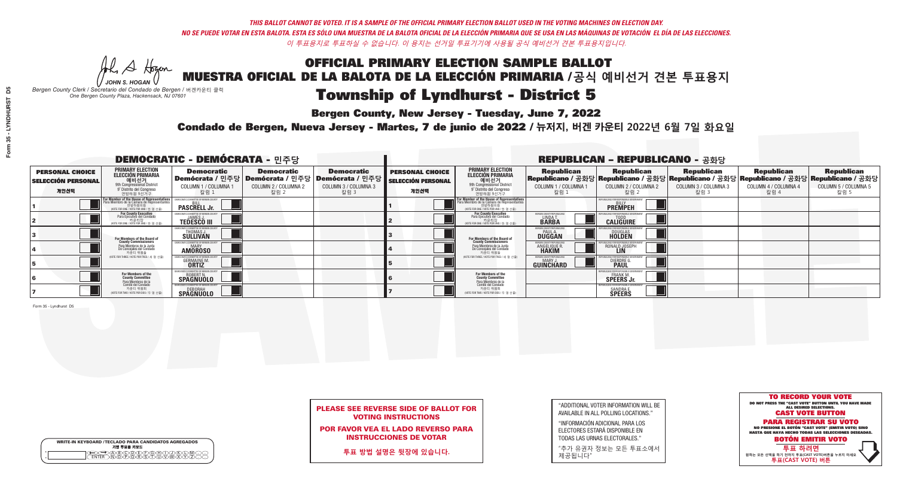*THIS BALLOT CANNOT BE VOTED. IT IS A SAMPLE OF THE OFFICIAL PRIMARY ELECTION BALLOT USED IN THE VOTING MACHINES ON ELECTION DAY.*
*NO SE PUEDE VOTAR EN ESTA BALOTA. ESTA ES SÓLO UNA MUESTRA DE LA BALOTA OFICIAL DE LA ELECCIÓN PRIMARIA QUE SE USA EN LAS MÁQUINAS DE VOTACIÓN EL DÍA DE LAS ELECCIONES.*
*이 투표용지로 투표하실 수 없습니다. 이 용지는 선거일 투표기기에 사용될 공식 예비선거 견본 투표용지입니다.*

JOHN S. HOGAN
*Bergen County Clerk / Secretario del Condado de Bergen / 버겐카운티 클럭*
*One Bergen County Plaza, Hackensack, NJ 07601*

# OFFICIAL PRIMARY ELECTION SAMPLE BALLOT
# MUESTRA OFICIAL DE LA BALOTA DE LA ELECCIÓN PRIMARIA / 공식 예비선거 견본 투표용지
# Township of Lyndhurst - District 5

**Bergen County, New Jersey - Tuesday, June 7, 2022**

**Condado de Bergen, Nueva Jersey - Martes, 7 de junio de 2022 / 뉴저지, 버겐 카운티 2022년 6월 7일 화요일**

## DEMOCRATIC - DEMÓCRATA - 민주당

| PERSONAL CHOICE / SELECCIÓN PERSONAL / 개인선택 | PRIMARY ELECTION / ELECCIÓN PRIMARIA / 예비선거 | Democratic / Demócrata / 민주당 COLUMN 1 / COLUMNA 1 / 칼럼 1 | Democratic / Demócrata / 민주당 COLUMN 2 / COLUMNA 2 / 칼럼 2 | Democratic / Demócrata / 민주당 COLUMN 3 / COLUMNA 3 / 칼럼 3 |
|---|---|---|---|---|
| 1 | For Member of the House of Representatives / Para Miembro de la Cámara de Representantes / 연방하원의원 (9th Congressional District) (VOTE FOR ONE / VOTE POR UNO / 한 명 선출) | BILL PASCRELL Jr. | | |
| 2 | For County Executive / Para Ejecutivo del Condado / 카운티장 (VOTE FOR ONE / VOTE POR UNO / 한 명 선출) | JAMES J. TEDESCO III | | |
| 3 | For Members of the Board of County Commissioners / Para Miembros de la Junta De Concejales del Condado / 카운티 위원들 (VOTE FOR THREE / VOTE POR TRES / 세 명 선출) | THOMAS J. SULLIVAN | | |
| 4 | | MARY AMOROSO | | |
| 5 | | GERMAINE M. ORTIZ | | |
| 6 | For Members of the County Committee / Para Miembros de la Comité del Condado / 카운티 위원회 (VOTE FOR TWO / VOTE POR DOS / 두 명 선출) | ROBERT N. SPAGNUOLO | | |
| 7 | | DEBORAH SPAGNUOLO | | |

## REPUBLICAN - REPUBLICANO - 공화당

| PERSONAL CHOICE / SELECCIÓN PERSONAL / 개인선택 | PRIMARY ELECTION / ELECCIÓN PRIMARIA / 예비선거 | Republican / Republicano / 공화당 COLUMN 1 / COLUMNA 1 / 칼럼 1 | Republican / Republicano / 공화당 COLUMN 2 / COLUMNA 2 / 칼럼 2 | Republican / Republicano / 공화당 COLUMN 3 / COLUMNA 3 / 칼럼 3 | Republican / Republicano / 공화당 COLUMN 4 / COLUMNA 4 / 칼럼 4 | Republican / Republicano / 공화당 COLUMN 5 / COLUMNA 5 / 칼럼 5 |
|---|---|---|---|---|---|---|
| 1 | For Member of the House of Representatives / Para Miembro de la Cámara de Representantes / 연방하원의원 (9th Congressional District) (VOTE FOR ONE / VOTE POR UNO / 한 명 선출) | | BILLY PREMPEH | | | |
| 2 | For County Executive / Para Ejecutivo del Condado / 카운티장 (VOTE FOR ONE / VOTE POR UNO / 한 명 선출) | LINDA T. BARBA | TODD CALIGUIRE | | | |
| 3 | For Members of the Board of County Commissioners / Para Miembros de la Junta De Concejales del Condado / 카운티 위원들 (VOTE FOR THREE / VOTE POR TRES / 세 명 선출) | PAUL A. DUGGAN | DOUGLAS HOLDEN | | | |
| 4 | | ANGELIQUE R. HAKIM | RONALD JOSEPH LIN | | | |
| 5 | | MARY J. GUINCHARD | DIERDRE G. PAUL | | | |
| 6 | For Members of the County Committee / Para Miembros de la Comité del Condado / 카운티 위원회 (VOTE FOR TWO / VOTE POR DOS / 두 명 선출) | | FRANK M. SPEERS Jr. | | | |
| 7 | | | SANDRA E. SPEERS | | | |

**PLEASE SEE REVERSE SIDE OF BALLOT FOR VOTING INSTRUCTIONS**

**POR FAVOR VEA EL LADO REVERSO PARA INSTRUCCIONES DE VOTAR**

**투표 방법 설명은 뒷장에 있습니다.**

"ADDITIONAL VOTER INFORMATION WILL BE AVAILABLE IN ALL POLLING LOCATIONS."

"INFORMACIÓN ADICIONAL PARA LOS ELECTORES ESTARÁ DISPONIBLE EN TODAS LAS URNAS ELECTORALES."

"추가 유권자 정보는 모든 투표소에서 제공됩니다"

**TO RECORD YOUR VOTE**
DO NOT PRESS THE "CAST VOTE" BUTTON UNTIL YOU HAVE MADE ALL DESIRED SELECTIONS.
**CAST VOTE BUTTON**

**PARA REGISTRAR SU VOTO**
NO PRESIONE EL BOTÓN "CAST VOTE" (EMITIR VOTO) SINO HASTA QUE HAYA HECHO TODAS LAS SELECCIONES DESEADAS.
**BOTÓN EMITIR VOTO**

**투표 하려면**
원하는 모든 선택을 하기 전까지 투표(CAST VOTE)버튼을 누르지 마세요
**투표(CAST VOTE) 버튼**

WRITE-IN KEYBOARD / TECLADO PARA CANDIDATOS AGREGADOS / 기명 투표용 키보드

Form 35 - Lyndhurst D5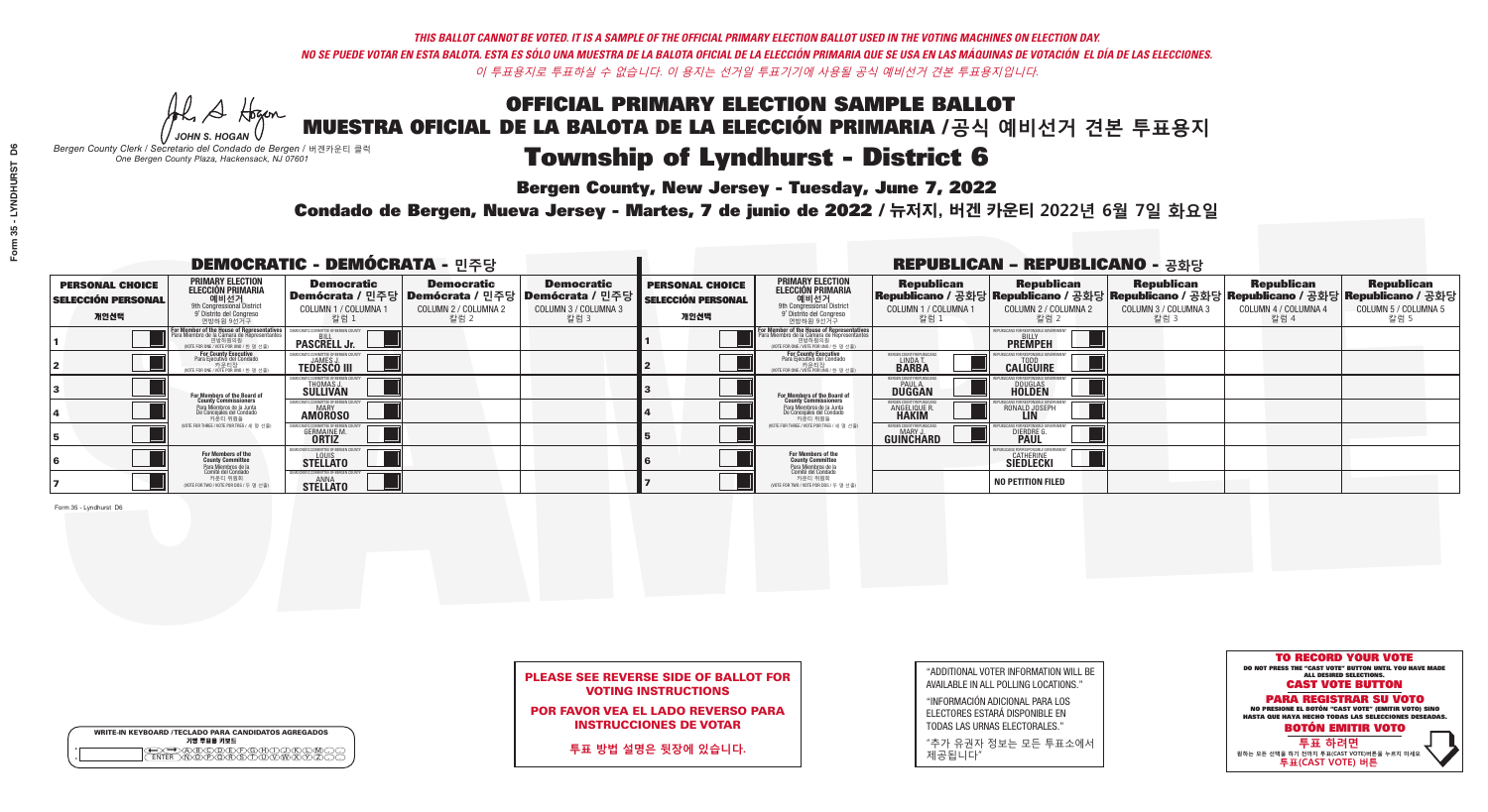*THIS BALLOT CANNOT BE VOTED. IT IS A SAMPLE OF THE OFFICIAL PRIMARY ELECTION BALLOT USED IN THE VOTING MACHINES ON ELECTION DAY.*
*NO SE PUEDE VOTAR EN ESTA BALOTA. ESTA ES SÓLO UNA MUESTRA DE LA BALOTA OFICIAL DE LA ELECCIÓN PRIMARIA QUE SE USA EN LAS MÁQUINAS DE VOTACIÓN EL DÍA DE LAS ELECCIONES.*
*이 투표용지로 투표하실 수 없습니다. 이 용지는 선거일 투표기기에 사용될 공식 예비선거 견본 투표용지입니다.*

JOHN S. HOGAN
*Bergen County Clerk / Secretario del Condado de Bergen / 버겐카운티 클럭*
*One Bergen County Plaza, Hackensack, NJ 07601*

# OFFICIAL PRIMARY ELECTION SAMPLE BALLOT
# MUESTRA OFICIAL DE LA BALOTA DE LA ELECCIÓN PRIMARIA /공식 예비선거 견본 투표용지
# Township of Lyndhurst - District 6

**Bergen County, New Jersey - Tuesday, June 7, 2022**
**Condado de Bergen, Nueva Jersey - Martes, 7 de junio de 2022 / 뉴저지, 버겐 카운티 2022년 6월 7일 화요일**

## DEMOCRATIC - DEMÓCRATA - 민주당

| PERSONAL CHOICE / SELECCIÓN PERSONAL / 개인선택 | PRIMARY ELECTION / ELECCIÓN PRIMARIA / 예비선거 | Democratic / Demócrata / 민주당 COLUMN 1 / COLUMNA 1 / 칼럼 1 | Democratic / Demócrata / 민주당 COLUMN 2 / COLUMNA 2 / 칼럼 2 | Democratic / Demócrata / 민주당 COLUMN 3 / COLUMNA 3 / 칼럼 3 |
|---|---|---|---|---|
| 1 | For Member of the House of Representatives / Para Miembro de la Cámara de Representantes / 연방하원의원 (9th Congressional District / 9° Distrito del Congreso / 연방하원 9선거구) (VOTE FOR ONE / VOTE POR UNO / 한 명 선출) | BILL PASCRELL Jr. | | |
| 2 | For County Executive / Para Ejecutivo del Condado / 카운티장 (VOTE FOR ONE / VOTE POR UNO / 한 명 선출) | JAMES J. TEDESCO III | | |
| 3 | For Members of the Board of County Commissioners / Para Miembros de la Junta De Concejales del Condado / 카운티 위원들 (VOTE FOR THREE / VOTE POR TRES / 세 명 선출) | THOMAS J. SULLIVAN | | |
| 4 | | MARY AMOROSO | | |
| 5 | | GERMAINE M. ORTIZ | | |
| 6 | For Members of the County Committee / Para Miembros de la Comité del Condado / 카운티 위원회 (VOTE FOR TWO / VOTE POR DOS / 두 명 선출) | LOUIS STELLATO | | |
| 7 | | ANNA STELLATO | | |

## REPUBLICAN - REPUBLICANO - 공화당

| PERSONAL CHOICE / SELECCIÓN PERSONAL / 개인선택 | PRIMARY ELECTION / ELECCIÓN PRIMARIA / 예비선거 | Republican / Republicano / 공화당 COLUMN 1 / COLUMNA 1 / 칼럼 1 | Republican / Republicano / 공화당 COLUMN 2 / COLUMNA 2 / 칼럼 2 | Republican / Republicano / 공화당 COLUMN 3 / COLUMNA 3 / 칼럼 3 | Republican / Republicano / 공화당 COLUMN 4 / COLUMNA 4 / 칼럼 4 | Republican / Republicano / 공화당 COLUMN 5 / COLUMNA 5 / 칼럼 5 |
|---|---|---|---|---|---|---|
| 1 | For Member of the House of Representatives / Para Miembro de la Cámara de Representantes / 연방하원의원 (9th Congressional District / 9° Distrito del Congreso / 연방하원 9선거구) (VOTE FOR ONE / VOTE POR UNO / 한 명 선출) | | BILLY PREMPEH | | | |
| 2 | For County Executive / Para Ejecutivo del Condado / 카운티장 (VOTE FOR ONE / VOTE POR UNO / 한 명 선출) | LINDA T. BARBA | TODD CALIGUIRE | | | |
| 3 | For Members of the Board of County Commissioners / Para Miembros de la Junta De Concejales del Condado / 카운티 위원들 (VOTE FOR THREE / VOTE POR TRES / 세 명 선출) | PAUL A. DUGGAN | DOUGLAS HOLDEN | | | |
| 4 | | ANGELIQUE R. HAKIM | RONALD JOSEPH LIN | | | |
| 5 | | MARY J. GUINCHARD | DIERDRE G. PAUL | | | |
| 6 | For Members of the County Committee / Para Miembros de la Comité del Condado / 카운티 위원회 (VOTE FOR TWO / VOTE POR DOS / 두 명 선출) | | CATHERINE SIEDLECKI | | | |
| 7 | | | NO PETITION FILED | | | |

Form 35 - Lyndhurst D6

**PLEASE SEE REVERSE SIDE OF BALLOT FOR VOTING INSTRUCTIONS**
**POR FAVOR VEA EL LADO REVERSO PARA INSTRUCCIONES DE VOTAR**
**투표 방법 설명은 뒷장에 있습니다.**

"ADDITIONAL VOTER INFORMATION WILL BE AVAILABLE IN ALL POLLING LOCATIONS."
"INFORMACIÓN ADICIONAL PARA LOS ELECTORES ESTARÁ DISPONIBLE EN TODAS LAS URNAS ELECTORALES."
"추가 유권자 정보는 모든 투표소에서 제공됩니다"

WRITE-IN KEYBOARD /TECLADO PARA CANDIDATOS AGREGADOS
기명 투표용 키보드

**TO RECORD YOUR VOTE**
DO NOT PRESS THE "CAST VOTE" BUTTON UNTIL YOU HAVE MADE ALL DESIRED SELECTIONS.
**CAST VOTE BUTTON**
**PARA REGISTRAR SU VOTO**
NO PRESIONE EL BOTÓN "CAST VOTE" (EMITIR VOTO) SINO HASTA QUE HAYA HECHO TODAS LAS SELECCIONES DESEADAS.
**BOTÓN EMITIR VOTO**
**투표 하려면**
원하는 모든 선택을 하기 전까지 투표(CAST VOTE)버튼을 누르지 마세요
**투표(CAST VOTE) 버튼**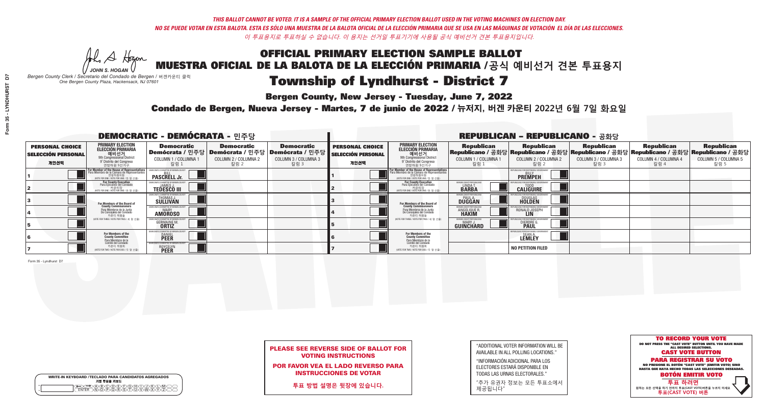*THIS BALLOT CANNOT BE VOTED. IT IS A SAMPLE OF THE OFFICIAL PRIMARY ELECTION BALLOT USED IN THE VOTING MACHINES ON ELECTION DAY.*
*NO SE PUEDE VOTAR EN ESTA BALOTA. ESTA ES SÓLO UNA MUESTRA DE LA BALOTA OFICIAL DE LA ELECCIÓN PRIMARIA QUE SE USA EN LAS MÁQUINAS DE VOTACIÓN EL DÍA DE LAS ELECCIONES.*
*이 투표용지로 투표하실 수 없습니다. 이 용지는 선거일 투표기기에 사용될 공식 예비선거 견본 투표용지입니다.*

JOHN S. HOGAN
*Bergen County Clerk / Secretario del Condado de Bergen / 버겐카운티 클럭*
*One Bergen County Plaza, Hackensack, NJ 07601*

# OFFICIAL PRIMARY ELECTION SAMPLE BALLOT
# MUESTRA OFICIAL DE LA BALOTA DE LA ELECCIÓN PRIMARIA /공식 예비선거 견본 투표용지

## Township of Lyndhurst - District 7

**Bergen County, New Jersey - Tuesday, June 7, 2022**

**Condado de Bergen, Nueva Jersey - Martes, 7 de junio de 2022 / 뉴저지, 버겐 카운티 2022년 6월 7일 화요일**

### DEMOCRATIC - DEMÓCRATA - 민주당

| PERSONAL CHOICE / SELECCIÓN PERSONAL / 개인선택 | PRIMARY ELECTION / ELECCIÓN PRIMARIA / 예비선거 / 9th Congressional District / 9° Distrito del Congreso / 연방하원 9선거구 | Democratic / Demócrata / 민주당 COLUMN 1 / COLUMNA 1 / 칼럼 1 | Democratic / Demócrata / 민주당 COLUMN 2 / COLUMNA 2 / 칼럼 2 | Democratic / Demócrata / 민주당 COLUMN 3 / COLUMNA 3 / 칼럼 3 |
|---|---|---|---|---|
| 1 | For Member of the House of Representatives / Para Miembro de la Cámara de Representantes / 연방하원의원 (VOTE FOR ONE / VOTE POR UNO / 한 명 선출) | BILL PASCRELL Jr. | | |
| 2 | For County Executive / Para Ejecutivo del Condado / 카운티장 (VOTE FOR ONE / VOTE POR UNO / 한 명 선출) | JAMES J. TEDESCO III | | |
| 3 | For Members of the Board of County Commissioners / Para Miembros de la Junta De Concejales del Condado / 카운티 위원들 (VOTE FOR THREE / VOTE POR TRES / 세 명 선출) | THOMAS J. SULLIVAN | | |
| 4 | | MARY AMOROSO | | |
| 5 | | GERMAINE M. ORTIZ | | |
| 6 | For Members of the County Committee / Para Miembros de la Comité del Condado / 카운티 위원회 (VOTE FOR TWO / VOTE POR DOS / 두 명 선출) | DANIEL PEER | | |
| 7 | | ROYCELYN PEER | | |

### REPUBLICAN - REPUBLICANO - 공화당

| PERSONAL CHOICE / SELECCIÓN PERSONAL / 개인선택 | PRIMARY ELECTION / ELECCIÓN PRIMARIA / 예비선거 / 9th Congressional District / 9° Distrito del Congreso / 연방하원 9선거구 | Republican / Republicano / 공화당 COLUMN 1 / COLUMNA 1 / 칼럼 1 | Republican / Republicano / 공화당 COLUMN 2 / COLUMNA 2 / 칼럼 2 | Republican / Republicano / 공화당 COLUMN 3 / COLUMNA 3 / 칼럼 3 | Republican / Republicano / 공화당 COLUMN 4 / COLUMNA 4 / 칼럼 4 | Republican / Republicano / 공화당 COLUMN 5 / COLUMNA 5 / 칼럼 5 |
|---|---|---|---|---|---|---|
| 1 | For Member of the House of Representatives / Para Miembro de la Cámara de Representantes / 연방하원의원 (VOTE FOR ONE / VOTE POR UNO / 한 명 선출) | | BILLY PREMPEH | | | |
| 2 | For County Executive / Para Ejecutivo del Condado / 카운티장 (VOTE FOR ONE / VOTE POR UNO / 한 명 선출) | LINDA T. BARBA | TODD CALIGUIRE | | | |
| 3 | For Members of the Board of County Commissioners / Para Miembros de la Junta De Concejales del Condado / 카운티 위원들 (VOTE FOR THREE / VOTE POR TRES / 세 명 선출) | PAUL A. DUGGAN | DOUGLAS HOLDEN | | | |
| 4 | | ANGELIQUE R. HAKIM | RONALD JOSEPH LIN | | | |
| 5 | | MARY J. GUINCHARD | DIERDRE G. PAUL | | | |
| 6 | For Members of the County Committee / Para Miembros de la Comité del Condado / 카운티 위원회 (VOTE FOR TWO / VOTE POR DOS / 두 명 선출) | | SEAN A. LEMLEY | | | |
| 7 | | | NO PETITION FILED | | | |

Form 35 - Lyndhurst D7

**PLEASE SEE REVERSE SIDE OF BALLOT FOR VOTING INSTRUCTIONS**

**POR FAVOR VEA EL LADO REVERSO PARA INSTRUCCIONES DE VOTAR**

**투표 방법 설명은 뒷장에 있습니다.**

"ADDITIONAL VOTER INFORMATION WILL BE AVAILABLE IN ALL POLLING LOCATIONS."

"INFORMACIÓN ADICIONAL PARA LOS ELECTORES ESTARÁ DISPONIBLE EN TODAS LAS URNAS ELECTORALES."

"추가 유권자 정보는 모든 투표소에서 제공됩니다"

**TO RECORD YOUR VOTE**
DO NOT PRESS THE "CAST VOTE" BUTTON UNTIL YOU HAVE MADE ALL DESIRED SELECTIONS.
**CAST VOTE BUTTON**

**PARA REGISTRAR SU VOTO**
NO PRESIONE EL BOTÓN "CAST VOTE" (EMITIR VOTO) SINO HASTA QUE HAYA HECHO TODAS LAS SELECCIONES DESEADAS.
**BOTÓN EMITIR VOTO**

**투표 하려면**
원하는 모든 선택을 하기 전까지 투표(CAST VOTE)버튼을 누르지 마세요
**투표(CAST VOTE) 버튼**

WRITE-IN KEYBOARD /TECLADO PARA CANDIDATOS AGREGADOS
기명 투표용 키보드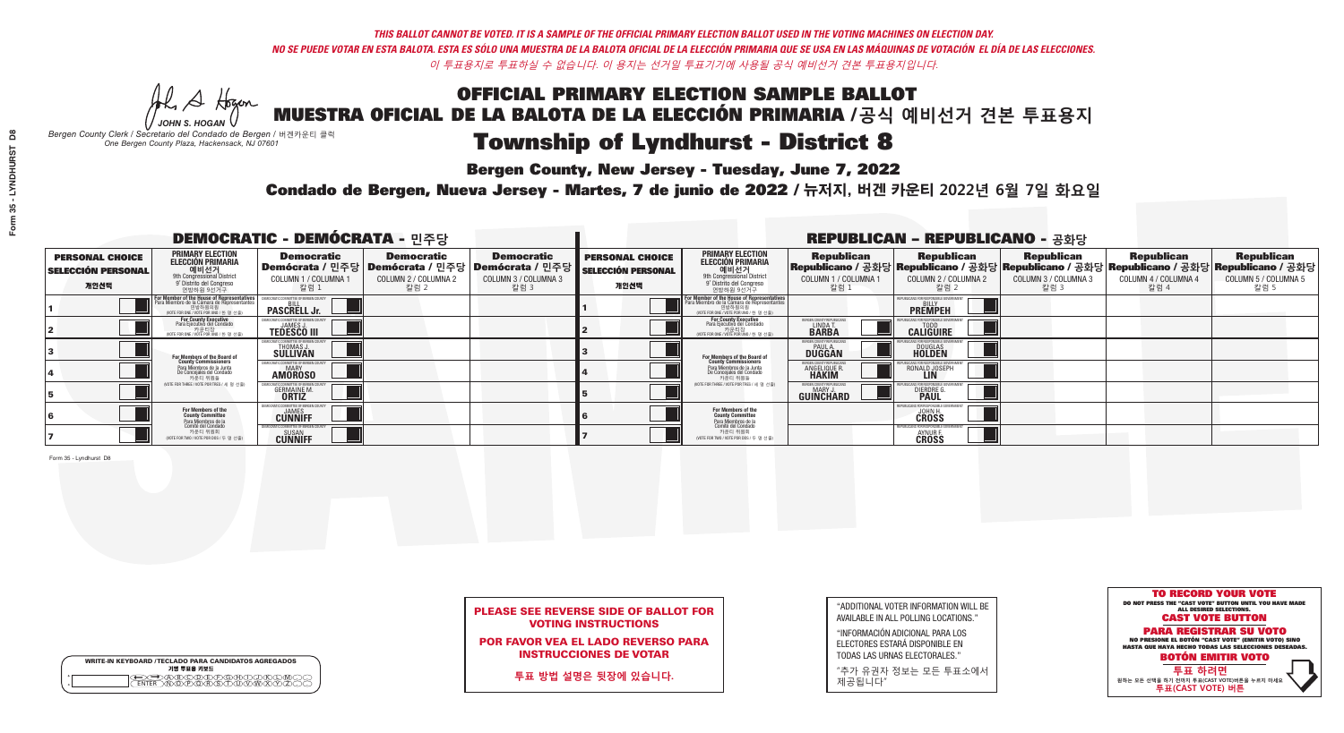*THIS BALLOT CANNOT BE VOTED. IT IS A SAMPLE OF THE OFFICIAL PRIMARY ELECTION BALLOT USED IN THE VOTING MACHINES ON ELECTION DAY.*
*NO SE PUEDE VOTAR EN ESTA BALOTA. ESTA ES SÓLO UNA MUESTRA DE LA BALOTA OFICIAL DE LA ELECCIÓN PRIMARIA QUE SE USA EN LAS MÁQUINAS DE VOTACIÓN EL DÍA DE LAS ELECCIONES.*
*이 투표용지로 투표하실 수 없습니다. 이 용지는 선거일 투표기기에 사용될 공식 예비선거 견본 투표용지입니다.*

JOHN S. HOGAN
*Bergen County Clerk / Secretario del Condado de Bergen / 버겐카운티 클럭*
*One Bergen County Plaza, Hackensack, NJ 07601*

# OFFICIAL PRIMARY ELECTION SAMPLE BALLOT
# MUESTRA OFICIAL DE LA BALOTA DE LA ELECCIÓN PRIMARIA /공식 예비선거 견본 투표용지

# Township of Lyndhurst - District 8

**Bergen County, New Jersey - Tuesday, June 7, 2022**

**Condado de Bergen, Nueva Jersey - Martes, 7 de junio de 2022 / 뉴저지, 버겐 카운티 2022년 6월 7일 화요일**

## DEMOCRATIC - DEMÓCRATA - 민주당

| PERSONAL CHOICE / SELECCIÓN PERSONAL / 개인선택 | PRIMARY ELECTION / ELECCIÓN PRIMARIA / 예비선거 / 9th Congressional District / 9° Distrito del Congreso / 연방하원 9선거구 | Democratic / Demócrata / 민주당 COLUMN 1 / COLUMNA 1 / 칼럼 1 | Democratic / Demócrata / 민주당 COLUMN 2 / COLUMNA 2 / 칼럼 2 | Democratic / Demócrata / 민주당 COLUMN 3 / COLUMNA 3 / 칼럼 3 |
|---|---|---|---|---|
| 1 | For Member of the House of Representatives / Para Miembro de la Cámara de Representantes / 연방하원의원 (VOTE FOR ONE / VOTE POR UNO / 한 명 선출) | BILL PASCRELL Jr. | | |
| 2 | For County Executive / Para Ejecutivo del Condado / 카운티장 (VOTE FOR ONE / VOTE POR UNO / 한 명 선출) | JAMES J. TEDESCO III | | |
| 3 | For Members of the Board of County Commissioners / Para Miembros de la Junta De Concejales del Condado / 카운티 위원들 (VOTE FOR THREE / VOTE POR TRES / 세 명 선출) | THOMAS J. SULLIVAN | | |
| 4 | | MARY AMOROSO | | |
| 5 | | GERMAINE M. ORTIZ | | |
| 6 | For Members of the County Committee / Para Miembros de la Comité del Condado / 카운티 위원회 (VOTE FOR TWO / VOTE POR DOS / 두 명 선출) | JAMES CUNNIFF | | |
| 7 | | SUSAN CUNNIFF | | |

## REPUBLICAN - REPUBLICANO - 공화당

| PERSONAL CHOICE / SELECCIÓN PERSONAL / 개인선택 | PRIMARY ELECTION / ELECCIÓN PRIMARIA / 예비선거 / 9th Congressional District / 9° Distrito del Congreso / 연방하원 9선거구 | Republican / Republicano / 공화당 COLUMN 1 / COLUMNA 1 / 칼럼 1 | Republican / Republicano / 공화당 COLUMN 2 / COLUMNA 2 / 칼럼 2 | Republican / Republicano / 공화당 COLUMN 3 / COLUMNA 3 / 칼럼 3 | Republican / Republicano / 공화당 COLUMN 4 / COLUMNA 4 / 칼럼 4 | Republican / Republicano / 공화당 COLUMN 5 / COLUMNA 5 / 칼럼 5 |
|---|---|---|---|---|---|---|
| 1 | For Member of the House of Representatives / Para Miembro de la Cámara de Representantes / 연방하원의원 (VOTE FOR ONE / VOTE POR UNO / 한 명 선출) | | BILLY PREMPEH | | | |
| 2 | For County Executive / Para Ejecutivo del Condado / 카운티장 (VOTE FOR ONE / VOTE POR UNO / 한 명 선출) | LINDA T. BARBA | TODD CALIGUIRE | | | |
| 3 | For Members of the Board of County Commissioners / Para Miembros de la Junta De Concejales del Condado / 카운티 위원들 (VOTE FOR THREE / VOTE POR TRES / 세 명 선출) | PAUL A. DUGGAN | DOUGLAS HOLDEN | | | |
| 4 | | ANGELIQUE R. HAKIM | RONALD JOSEPH LIN | | | |
| 5 | | MARY J. GUINCHARD | DIERDRE G. PAUL | | | |
| 6 | For Members of the County Committee / Para Miembros de la Comité del Condado / 카운티 위원회 (VOTE FOR TWO / VOTE POR DOS / 두 명 선출) | | JOHN H. CROSS | | | |
| 7 | | | AYNUR F. CROSS | | | |

Form 35 - Lyndhurst D8

**PLEASE SEE REVERSE SIDE OF BALLOT FOR VOTING INSTRUCTIONS**

**POR FAVOR VEA EL LADO REVERSO PARA INSTRUCCIONES DE VOTAR**

**투표 방법 설명은 뒷장에 있습니다.**

"ADDITIONAL VOTER INFORMATION WILL BE AVAILABLE IN ALL POLLING LOCATIONS."

"INFORMACIÓN ADICIONAL PARA LOS ELECTORES ESTARÁ DISPONIBLE EN TODAS LAS URNAS ELECTORALES."

"추가 유권자 정보는 모든 투표소에서 제공됩니다"

WRITE-IN KEYBOARD /TECLADO PARA CANDIDATOS AGREGADOS
기명 투표용 키보드

**TO RECORD YOUR VOTE**
DO NOT PRESS THE "CAST VOTE" BUTTON UNTIL YOU HAVE MADE ALL DESIRED SELECTIONS.
**CAST VOTE BUTTON**

**PARA REGISTRAR SU VOTO**
NO PRESIONE EL BOTÓN "CAST VOTE" (EMITIR VOTO) SINO HASTA QUE HAYA HECHO TODAS LAS SELECCIONES DESEADAS.
**BOTÓN EMITIR VOTO**

**투표 하려면**
원하는 모든 선택을 하기 전까지 투표(CAST VOTE)버튼을 누르지 마세요
**투표(CAST VOTE) 버튼**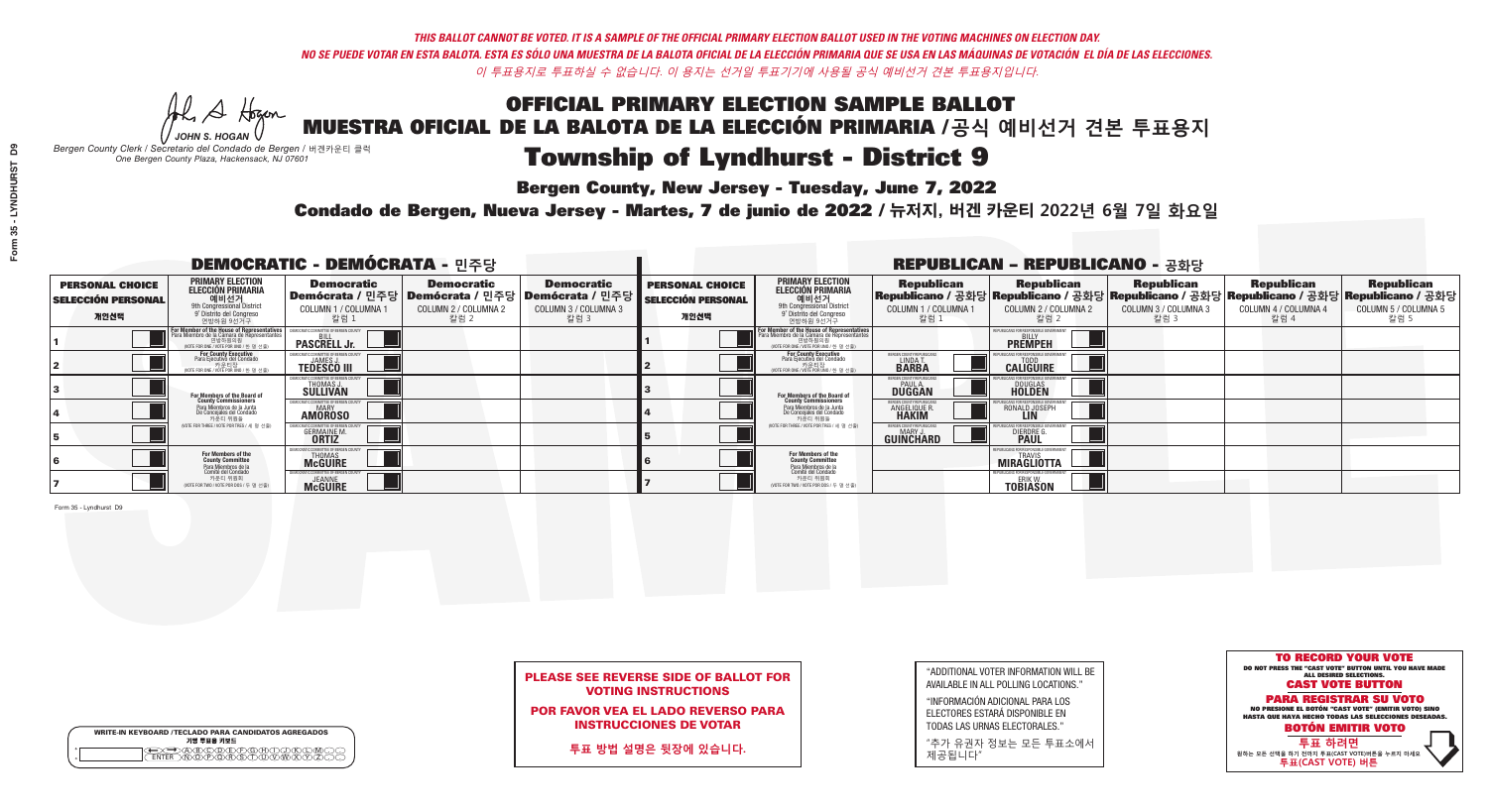*THIS BALLOT CANNOT BE VOTED. IT IS A SAMPLE OF THE OFFICIAL PRIMARY ELECTION BALLOT USED IN THE VOTING MACHINES ON ELECTION DAY.*
*NO SE PUEDE VOTAR EN ESTA BALOTA. ESTA ES SÓLO UNA MUESTRA DE LA BALOTA OFICIAL DE LA ELECCIÓN PRIMARIA QUE SE USA EN LAS MÁQUINAS DE VOTACIÓN EL DÍA DE LAS ELECCIONES.*
*이 투표용지로 투표하실 수 없습니다. 이 용지는 선거일 투표기기에 사용될 공식 예비선거 견본 투표용지입니다.*

JOHN S. HOGAN
*Bergen County Clerk / Secretario del Condado de Bergen / 버겐카운티 클럭*
*One Bergen County Plaza, Hackensack, NJ 07601*

# OFFICIAL PRIMARY ELECTION SAMPLE BALLOT
# MUESTRA OFICIAL DE LA BALOTA DE LA ELECCIÓN PRIMARIA /공식 예비선거 견본 투표용지
# Township of Lyndhurst - District 9

**Bergen County, New Jersey - Tuesday, June 7, 2022**

**Condado de Bergen, Nueva Jersey - Martes, 7 de junio de 2022 / 뉴저지, 버겐 카운티 2022년 6월 7일 화요일**

## DEMOCRATIC - DEMÓCRATA - 민주당

| PERSONAL CHOICE SELECCIÓN PERSONAL 개인선택 | PRIMARY ELECTION ELECCIÓN PRIMARIA 예비선거 9th Congressional District 9° Distrito del Congreso 연방하원 9선거구 | Democratic Demócrata / 민주당 COLUMN 1 / COLUMNA 1 칼럼 1 | Democratic Demócrata / 민주당 COLUMN 2 / COLUMNA 2 칼럼 2 | Democratic Demócrata / 민주당 COLUMN 3 / COLUMNA 3 칼럼 3 |
|---|---|---|---|---|
| 1 | For Member of the House of Representatives / Para Miembro de la Cámara de Representantes / 연방하원의원 (VOTE FOR ONE / VOTE POR UNO / 한 명 선출) | BILL PASCRELL Jr. | | |
| 2 | For County Executive / Para Ejecutivo del Condado / 카운티장 (VOTE FOR ONE / VOTE POR UNO / 한 명 선출) | JAMES J. TEDESCO III | | |
| 3 | For Members of the Board of County Commissioners / Para Miembros de la Junta De Concejales del Condado / 카운티 위원들 (VOTE FOR THREE / VOTE POR TRES / 세 명 선출) | THOMAS J. SULLIVAN | | |
| 4 | | MARY AMOROSO | | |
| 5 | | GERMAINE M. ORTIZ | | |
| 6 | For Members of the County Committee / Para Miembros de la Comité del Condado / 카운티 위원회 (VOTE FOR TWO / VOTE POR DOS / 두 명 선출) | THOMAS McGUIRE | | |
| 7 | | JEANNE McGUIRE | | |

## REPUBLICAN - REPUBLICANO - 공화당

| PERSONAL CHOICE SELECCIÓN PERSONAL 개인선택 | PRIMARY ELECTION ELECCIÓN PRIMARIA 예비선거 9th Congressional District 9° Distrito del Congreso 연방하원 9선거구 | Republican Republicano / 공화당 COLUMN 1 / COLUMNA 1 칼럼 1 | Republican Republicano / 공화당 COLUMN 2 / COLUMNA 2 칼럼 2 | Republican Republicano / 공화당 COLUMN 3 / COLUMNA 3 칼럼 3 | Republican Republicano / 공화당 COLUMN 4 / COLUMNA 4 칼럼 4 | Republican Republicano / 공화당 COLUMN 5 / COLUMNA 5 칼럼 5 |
|---|---|---|---|---|---|---|
| 1 | For Member of the House of Representatives / Para Miembro de la Cámara de Representantes / 연방하원의원 (VOTE FOR ONE / VOTE POR UNO / 한 명 선출) | | BILLY PREMPEH | | | |
| 2 | For County Executive / Para Ejecutivo del Condado / 카운티장 (VOTE FOR ONE / VOTE POR UNO / 한 명 선출) | LINDA T. BARBA | TODD CALIGUIRE | | | |
| 3 | For Members of the Board of County Commissioners / Para Miembros de la Junta De Concejales del Condado / 카운티 위원들 (VOTE FOR THREE / VOTE POR TRES / 세 명 선출) | PAUL A. DUGGAN | DOUGLAS HOLDEN | | | |
| 4 | | ANGELIQUE R. HAKIM | RONALD JOSEPH LIN | | | |
| 5 | | MARY J. GUINCHARD | DIERDRE G. PAUL | | | |
| 6 | For Members of the County Committee / Para Miembros de la Comité del Condado / 카운티 위원회 (VOTE FOR TWO / VOTE POR DOS / 두 명 선출) | | TRAVIS MIRAGLIOTTA | | | |
| 7 | | | ERIK W. TOBIASON | | | |

**PLEASE SEE REVERSE SIDE OF BALLOT FOR VOTING INSTRUCTIONS**

**POR FAVOR VEA EL LADO REVERSO PARA INSTRUCCIONES DE VOTAR**

**투표 방법 설명은 뒷장에 있습니다.**

"ADDITIONAL VOTER INFORMATION WILL BE AVAILABLE IN ALL POLLING LOCATIONS."

"INFORMACIÓN ADICIONAL PARA LOS ELECTORES ESTARÁ DISPONIBLE EN TODAS LAS URNAS ELECTORALES."

"추가 유권자 정보는 모든 투표소에서 제공됩니다"

**TO RECORD YOUR VOTE**
DO NOT PRESS THE "CAST VOTE" BUTTON UNTIL YOU HAVE MADE ALL DESIRED SELECTIONS.
**CAST VOTE BUTTON**
**PARA REGISTRAR SU VOTO**
NO PRESIONE EL BOTÓN "CAST VOTE" (EMITIR VOTO) SINO HASTA QUE HAYA HECHO TODAS LAS SELECCIONES DESEADAS.
**BOTÓN EMITIR VOTO**
**투표 하려면**
원하는 모든 선택을 하기 전까지 투표(CAST VOTE)버튼을 누르지 마세요
**투표(CAST VOTE) 버튼**

WRITE-IN KEYBOARD /TECLADO PARA CANDIDATOS AGREGADOS
기명 투표용 키보드

Form 35 - Lyndhurst D9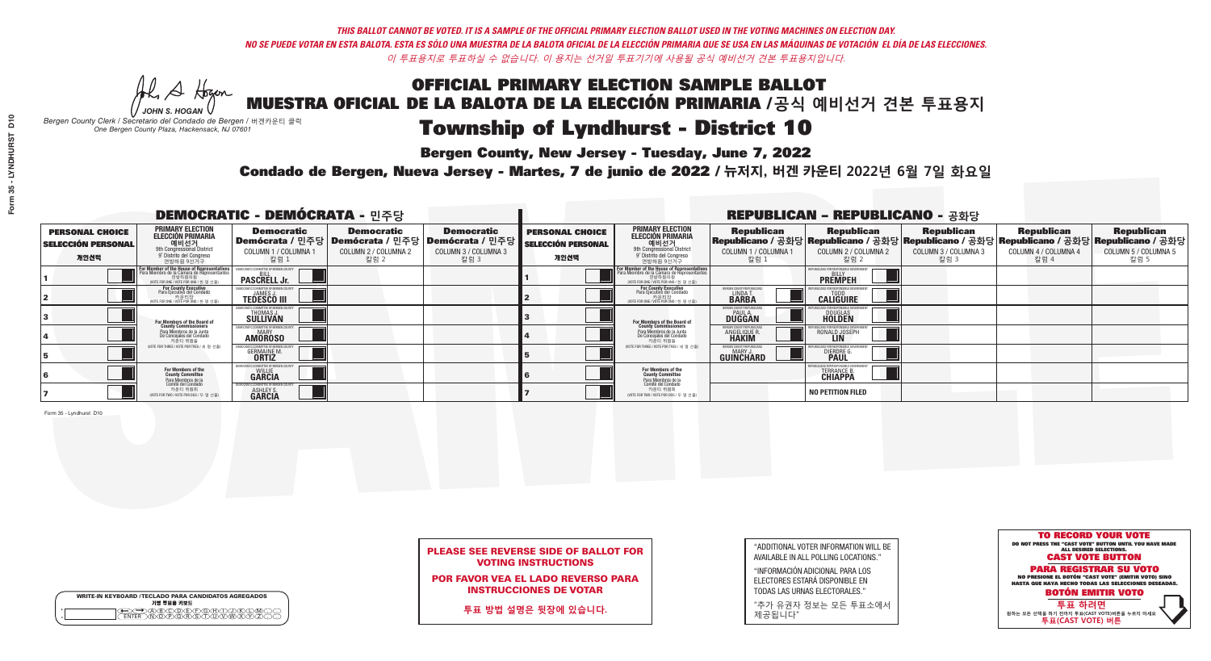THIS BALLOT CANNOT BE VOTED. IT IS A SAMPLE OF THE OFFICIAL PRIMARY ELECTION BALLOT USED IN THE VOTING MACHINES ON ELECTION DAY.
NO SE PUEDE VOTAR EN ESTA BALOTA. ESTA ES SÓLO UNA MUESTRA DE LA BALOTA OFICIAL DE LA ELECCIÓN PRIMARIA QUE SE USA EN LAS MÁQUINAS DE VOTACIÓN EL DÍA DE LAS ELECCIONES.
이 투표용지로 투표하실 수 없습니다. 이 용지는 선거일 투표기기에 사용될 공식 예비선거 견본 투표용지입니다.

JOHN S. HOGAN
Bergen County Clerk / Secretario del Condado de Bergen / 버겐카운티 클럭
One Bergen County Plaza, Hackensack, NJ 07601

# OFFICIAL PRIMARY ELECTION SAMPLE BALLOT
# MUESTRA OFICIAL DE LA BALOTA DE LA ELECCIÓN PRIMARIA /공식 예비선거 견본 투표용지
# Township of Lyndhurst - District 10

**Bergen County, New Jersey - Tuesday, June 7, 2022**

**Condado de Bergen, Nueva Jersey - Martes, 7 de junio de 2022 / 뉴저지, 버겐 카운티 2022년 6월 7일 화요일**

## DEMOCRATIC - DEMÓCRATA - 민주당

| PERSONAL CHOICE / SELECCIÓN PERSONAL / 개인선택 | PRIMARY ELECTION / ELECCIÓN PRIMARIA / 예비선거 | Democratic / Demócrata / 민주당 COLUMN 1 / COLUMNA 1 / 칼럼 1 | Democratic / Demócrata / 민주당 COLUMN 2 / COLUMNA 2 / 칼럼 2 | Democratic / Demócrata / 민주당 COLUMN 3 / COLUMNA 3 / 칼럼 3 |
|---|---|---|---|---|
| 1 | For Member of the House of Representatives (9th Congressional District) (VOTE FOR ONE / VOTE POR UNO / 한 명 선출) | BILL PASCRELL Jr. | | |
| 2 | For County Executive (VOTE FOR ONE / VOTE POR UNO / 한 명 선출) | JAMES J. TEDESCO III | | |
| 3 | For Members of the Board of County Commissioners (VOTE FOR THREE / VOTE POR TRES / 세 명 선출) | THOMAS J. SULLIVAN | | |
| 4 | | MARY AMOROSO | | |
| 5 | | GERMAINE M. ORTIZ | | |
| 6 | For Members of the County Committee (VOTE FOR TWO / VOTE POR DOS / 두 명 선출) | WILLIE GARCIA | | |
| 7 | | ASHLEY S. GARCIA | | |

## REPUBLICAN - REPUBLICANO - 공화당

| PERSONAL CHOICE / SELECCIÓN PERSONAL / 개인선택 | PRIMARY ELECTION / ELECCIÓN PRIMARIA / 예비선거 | Republican COLUMN 1 / 칼럼 1 | Republican COLUMN 2 / 칼럼 2 | Republican COLUMN 3 / 칼럼 3 | Republican COLUMN 4 / 칼럼 4 | Republican COLUMN 5 / 칼럼 5 |
|---|---|---|---|---|---|---|
| 1 | For Member of the House of Representatives (9th Congressional District) (VOTE FOR ONE / VOTE POR UNO / 한 명 선출) | | BILLY PREMPEH | | | |
| 2 | For County Executive (VOTE FOR ONE / VOTE POR UNO / 한 명 선출) | LINDA T. BARBA | TODD CALIGUIRE | | | |
| 3 | For Members of the Board of County Commissioners (VOTE FOR THREE / VOTE POR TRES / 세 명 선출) | PAUL A. DUGGAN | DOUGLAS HOLDEN | | | |
| 4 | | ANGELIQUE R. HAKIM | RONALD JOSEPH LIN | | | |
| 5 | | MARY J. GUINCHARD | DIERDRE G. PAUL | | | |
| 6 | For Members of the County Committee (VOTE FOR TWO / VOTE POR DOS / 두 명 선출) | | TERRANCE B. CHIAPPA | | | |
| 7 | | | NO PETITION FILED | | | |

Form 35 - Lyndhurst D10

**PLEASE SEE REVERSE SIDE OF BALLOT FOR VOTING INSTRUCTIONS**

**POR FAVOR VEA EL LADO REVERSO PARA INSTRUCCIONES DE VOTAR**

**투표 방법 설명은 뒷장에 있습니다.**

"ADDITIONAL VOTER INFORMATION WILL BE AVAILABLE IN ALL POLLING LOCATIONS."

"INFORMACIÓN ADICIONAL PARA LOS ELECTORES ESTARÁ DISPONIBLE EN TODAS LAS URNAS ELECTORALES."

"추가 유권자 정보는 모든 투표소에서 제공됩니다"

**TO RECORD YOUR VOTE**
DO NOT PRESS THE "CAST VOTE" BUTTON UNTIL YOU HAVE MADE ALL DESIRED SELECTIONS.
**CAST VOTE BUTTON**

**PARA REGISTRAR SU VOTO**
NO PRESIONE EL BOTÓN "CAST VOTE" (EMITIR VOTO) SINO HASTA QUE HAYA HECHO TODAS LAS SELECCIONES DESEADAS.
**BOTÓN EMITIR VOTO**

**투표 하려면**
원하는 모든 선택을 하기 전까지 투표(CAST VOTE)버튼을 누르지 마세요
**투표(CAST VOTE) 버튼**

WRITE-IN KEYBOARD /TECLADO PARA CANDIDATOS AGREGADOS
기명 투표용 키보드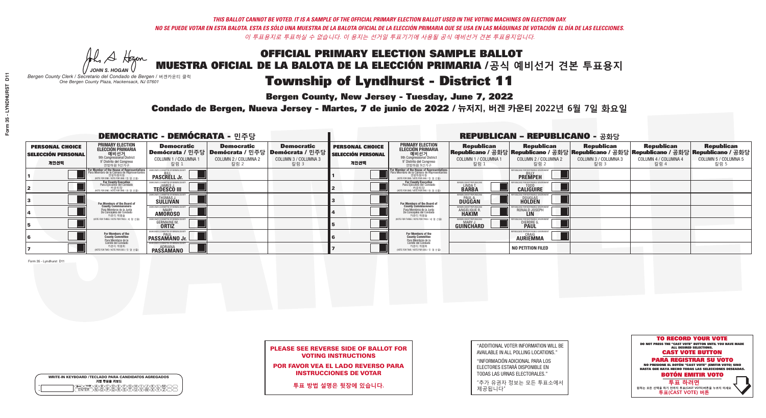*THIS BALLOT CANNOT BE VOTED. IT IS A SAMPLE OF THE OFFICIAL PRIMARY ELECTION BALLOT USED IN THE VOTING MACHINES ON ELECTION DAY.*
*NO SE PUEDE VOTAR EN ESTA BALOTA. ESTA ES SÓLO UNA MUESTRA DE LA BALOTA OFICIAL DE LA ELECCIÓN PRIMARIA QUE SE USA EN LAS MÁQUINAS DE VOTACIÓN EL DÍA DE LAS ELECCIONES.*
*이 투표용지로 투표하실 수 없습니다. 이 용지는 선거일 투표기기에 사용될 공식 예비선거 견본 투표용지입니다.*

JOHN S. HOGAN
*Bergen County Clerk / Secretario del Condado de Bergen / 버겐카운티 클럭*
*One Bergen County Plaza, Hackensack, NJ 07601*

# OFFICIAL PRIMARY ELECTION SAMPLE BALLOT
# MUESTRA OFICIAL DE LA BALOTA DE LA ELECCIÓN PRIMARIA /공식 예비선거 견본 투표용지

# Township of Lyndhurst - District 11

**Bergen County, New Jersey - Tuesday, June 7, 2022**

**Condado de Bergen, Nueva Jersey - Martes, 7 de junio de 2022 / 뉴저지, 버겐 카운티 2022년 6월 7일 화요일**

## DEMOCRATIC - DEMÓCRATA - 민주당

| PERSONAL CHOICE / SELECCIÓN PERSONAL / 개인선택 | PRIMARY ELECTION / ELECCIÓN PRIMARIA / 예비선거 (9th Congressional District / 9° Distrito del Congreso / 연방하원 9선거구) | Democratic / Demócrata / 민주당 COLUMN 1 / COLUMNA 1 / 칼럼 1 | Democratic / Demócrata / 민주당 COLUMN 2 / COLUMNA 2 / 칼럼 2 | Democratic / Demócrata / 민주당 COLUMN 3 / COLUMNA 3 / 칼럼 3 |
|---|---|---|---|---|
| 1 | For Member of the House of Representatives / Para Miembro de la Cámara de Representantes / 연방하원의원 (VOTE FOR ONE / VOTE POR UNO / 한 명 선출) | BILL PASCRELL Jr. | | |
| 2 | For County Executive / Para Ejecutivo del Condado / 카운티장 (VOTE FOR ONE / VOTE POR UNO / 한 명 선출) | JAMES J. TEDESCO III | | |
| 3 | For Members of the Board of County Commissioners / Para Miembros de la Junta De Concejales del Condado / 카운티 위원들 (VOTE FOR THREE / VOTE POR TRES / 세 명 선출) | THOMAS J. SULLIVAN | | |
| 4 | | MARY AMOROSO | | |
| 5 | | GERMAINE M. ORTIZ | | |
| 6 | For Members of the County Committee / Para Miembros de la Comité del Condado / 카운티 위원회 (VOTE FOR TWO / VOTE POR DOS / 두 명 선출) | PAUL PASSAMANO Jr. | | |
| 7 | | ADRIANA PASSAMANO | | |

## REPUBLICAN - REPUBLICANO - 공화당

| PERSONAL CHOICE / SELECCIÓN PERSONAL / 개인선택 | PRIMARY ELECTION / ELECCIÓN PRIMARIA / 예비선거 (9th Congressional District / 9° Distrito del Congreso / 연방하원 9선거구) | Republican / Republicano / 공화당 COLUMN 1 / COLUMNA 1 / 칼럼 1 | Republican / Republicano / 공화당 COLUMN 2 / COLUMNA 2 / 칼럼 2 | Republican / Republicano / 공화당 COLUMN 3 / COLUMNA 3 / 칼럼 3 | Republican / Republicano / 공화당 COLUMN 4 / COLUMNA 4 / 칼럼 4 | Republican / Republicano / 공화당 COLUMN 5 / COLUMNA 5 / 칼럼 5 |
|---|---|---|---|---|---|---|
| 1 | For Member of the House of Representatives / Para Miembro de la Cámara de Representantes / 연방하원의원 (VOTE FOR ONE / VOTE POR UNO / 한 명 선출) | | BILLY PREMPEH | | | |
| 2 | For County Executive / Para Ejecutivo del Condado / 카운티장 (VOTE FOR ONE / VOTE POR UNO / 한 명 선출) | LINDA T. BARBA | TODD CALIGUIRE | | | |
| 3 | For Members of the Board of County Commissioners / Para Miembros de la Junta De Concejales del Condado / 카운티 위원들 (VOTE FOR THREE / VOTE POR TRES / 세 명 선출) | PAUL A. DUGGAN | DOUGLAS HOLDEN | | | |
| 4 | | ANGELIQUE R. HAKIM | RONALD JOSEPH LIN | | | |
| 5 | | MARY J. GUINCHARD | DIERDRE G. PAUL | | | |
| 6 | For Members of the County Committee / Para Miembros de la Comité del Condado / 카운티 위원회 (VOTE FOR TWO / VOTE POR DOS / 두 명 선출) | | CRAIG AURIEMMA | | | |
| 7 | | | NO PETITION FILED | | | |

Form 35 - Lyndhurst D11

**PLEASE SEE REVERSE SIDE OF BALLOT FOR VOTING INSTRUCTIONS**

**POR FAVOR VEA EL LADO REVERSO PARA INSTRUCCIONES DE VOTAR**

**투표 방법 설명은 뒷장에 있습니다.**

"ADDITIONAL VOTER INFORMATION WILL BE AVAILABLE IN ALL POLLING LOCATIONS."

"INFORMACIÓN ADICIONAL PARA LOS ELECTORES ESTARÁ DISPONIBLE EN TODAS LAS URNAS ELECTORALES."

"추가 유권자 정보는 모든 투표소에서 제공됩니다"

**TO RECORD YOUR VOTE**
DO NOT PRESS THE "CAST VOTE" BUTTON UNTIL YOU HAVE MADE ALL DESIRED SELECTIONS.
**CAST VOTE BUTTON**
**PARA REGISTRAR SU VOTO**
NO PRESIONE EL BOTÓN "CAST VOTE" (EMITIR VOTO) SINO HASTA QUE HAYA HECHO TODAS LAS SELECCIONES DESEADAS.
**BOTÓN EMITIR VOTO**
**투표 하려면**
원하는 모든 선택을 하기 전까지 투표(CAST VOTE)버튼을 누르지 마세요.
**투표(CAST VOTE) 버튼**

WRITE-IN KEYBOARD /TECLADO PARA CANDIDATOS AGREGADOS
기명 투표용 키보드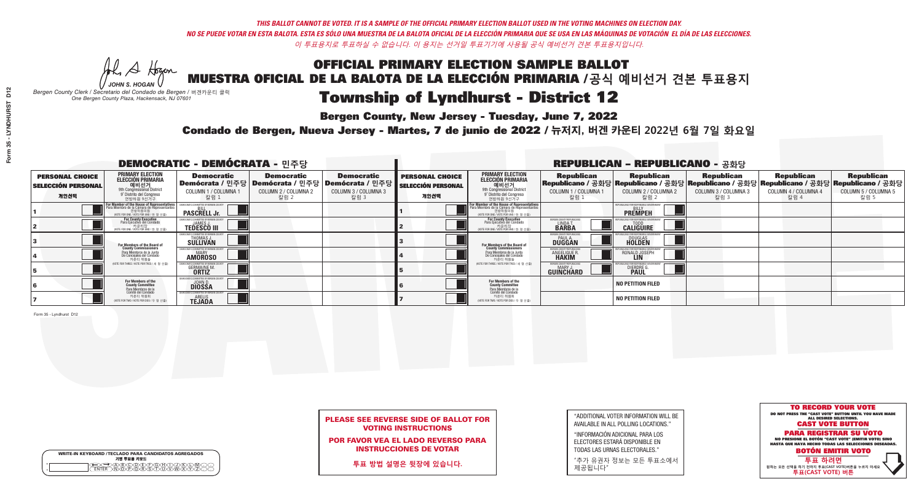*THIS BALLOT CANNOT BE VOTED. IT IS A SAMPLE OF THE OFFICIAL PRIMARY ELECTION BALLOT USED IN THE VOTING MACHINES ON ELECTION DAY.*
*NO SE PUEDE VOTAR EN ESTA BALOTA. ESTA ES SÓLO UNA MUESTRA DE LA BALOTA OFICIAL DE LA ELECCIÓN PRIMARIA QUE SE USA EN LAS MÁQUINAS DE VOTACIÓN EL DÍA DE LAS ELECCIONES.*
*이 투표용지로 투표하실 수 없습니다. 이 용지는 선거일 투표기기에 사용될 공식 예비선거 견본 투표용지입니다.*

JOHN S. HOGAN
*Bergen County Clerk / Secretario del Condado de Bergen / 버겐카운티 클럭*
*One Bergen County Plaza, Hackensack, NJ 07601*

# OFFICIAL PRIMARY ELECTION SAMPLE BALLOT
# MUESTRA OFICIAL DE LA BALOTA DE LA ELECCIÓN PRIMARIA /공식 예비선거 견본 투표용지
# Township of Lyndhurst - District 12

**Bergen County, New Jersey - Tuesday, June 7, 2022**

**Condado de Bergen, Nueva Jersey - Martes, 7 de junio de 2022 / 뉴저지, 버겐 카운티 2022년 6월 7일 화요일**

## DEMOCRATIC - DEMÓCRATA - 민주당

| PERSONAL CHOICE / SELECCIÓN PERSONAL / 개인선택 | PRIMARY ELECTION / ELECCIÓN PRIMARIA / 예비선거 / 9th Congressional District / 9° Distrito del Congreso / 연방하원 9선거구 | Democratic / Demócrata / 민주당 COLUMN 1 / COLUMNA 1 / 칼럼 1 | Democratic / Demócrata / 민주당 COLUMN 2 / COLUMNA 2 / 칼럼 2 | Democratic / Demócrata / 민주당 COLUMN 3 / COLUMNA 3 / 칼럼 3 |
|---|---|---|---|---|
| 1 | For Member of the House of Representatives / Para Miembro de la Cámara de Representantes / 연방하원의원 (VOTE FOR ONE / VOTE POR UNO / 한 명 선출) | BILL PASCRELL Jr. | | |
| 2 | For County Executive / Para Ejecutivo del Condado / 카운티장 (VOTE FOR ONE / VOTE POR UNO / 한 명 선출) | JAMES J. TEDESCO III | | |
| 3 | For Members of the Board of County Commissioners / Para Miembros de la Junta De Concejales del Condado / 카운티 위원들 (VOTE FOR THREE / VOTE POR TRES / 세 명 선출) | THOMAS J. SULLIVAN | | |
| 4 | | MARY AMOROSO | | |
| 5 | | GERMAINE M. ORTIZ | | |
| 6 | For Members of the County Committee / Para Miembros de la Comité del Condado / 카운티 위원회 (VOTE FOR TWO / VOTE POR DOS / 두 명 선출) | JOHN D. DIOSSA | | |
| 7 | | ARELIS TEJADA | | |

## REPUBLICAN - REPUBLICANO - 공화당

| PERSONAL CHOICE / SELECCIÓN PERSONAL / 개인선택 | PRIMARY ELECTION / ELECCIÓN PRIMARIA / 예비선거 / 9th Congressional District / 9° Distrito del Congreso / 연방하원 9선거구 | Republican / Republicano / 공화당 COLUMN 1 / COLUMNA 1 / 칼럼 1 | Republican / Republicano / 공화당 COLUMN 2 / COLUMNA 2 / 칼럼 2 | Republican / Republicano / 공화당 COLUMN 3 / COLUMNA 3 / 칼럼 3 | Republican / Republicano / 공화당 COLUMN 4 / COLUMNA 4 / 칼럼 4 | Republican / Republicano / 공화당 COLUMN 5 / COLUMNA 5 / 칼럼 5 |
|---|---|---|---|---|---|---|
| 1 | For Member of the House of Representatives / Para Miembro de la Cámara de Representantes / 연방하원의원 (VOTE FOR ONE / VOTE POR UNO / 한 명 선출) | | BILLY PREMPEH | | | |
| 2 | For County Executive / Para Ejecutivo del Condado / 카운티장 (VOTE FOR ONE / VOTE POR UNO / 한 명 선출) | LINDA T. BARBA | TODD CALIGUIRE | | | |
| 3 | For Members of the Board of County Commissioners / Para Miembros de la Junta De Concejales del Condado / 카운티 위원들 (VOTE FOR THREE / VOTE POR TRES / 세 명 선출) | PAUL A. DUGGAN | DOUGLAS HOLDEN | | | |
| 4 | | ANGELIQUE R. HAKIM | RONALD JOSEPH LIN | | | |
| 5 | | MARY J. GUINCHARD | DIERDRE G. PAUL | | | |
| 6 | For Members of the County Committee / Para Miembros de la Comité del Condado / 카운티 위원회 (VOTE FOR TWO / VOTE POR DOS / 두 명 선출) | | NO PETITION FILED | | | |
| 7 | | | NO PETITION FILED | | | |

Form 35 - Lyndhurst D12

**PLEASE SEE REVERSE SIDE OF BALLOT FOR VOTING INSTRUCTIONS**

**POR FAVOR VEA EL LADO REVERSO PARA INSTRUCCIONES DE VOTAR**

**투표 방법 설명은 뒷장에 있습니다.**

"ADDITIONAL VOTER INFORMATION WILL BE AVAILABLE IN ALL POLLING LOCATIONS."

"INFORMACIÓN ADICIONAL PARA LOS ELECTORES ESTARÁ DISPONIBLE EN TODAS LAS URNAS ELECTORALES."

"추가 유권자 정보는 모든 투표소에서 제공됩니다"

**TO RECORD YOUR VOTE**
DO NOT PRESS THE "CAST VOTE" BUTTON UNTIL YOU HAVE MADE ALL DESIRED SELECTIONS.
**CAST VOTE BUTTON**

**PARA REGISTRAR SU VOTO**
NO PRESIONE EL BOTÓN "CAST VOTE" (EMITIR VOTO) SINO HASTA QUE HAYA HECHO TODAS LAS SELECCIONES DESEADAS.
**BOTÓN EMITIR VOTO**

**투표 하려면**
원하는 모든 선택을 하기 전까지 투표(CAST VOTE)버튼을 누르지 마세요
**투표(CAST VOTE) 버튼**

WRITE-IN KEYBOARD /TECLADO PARA CANDIDATOS AGREGADOS
기명 투표용 키보드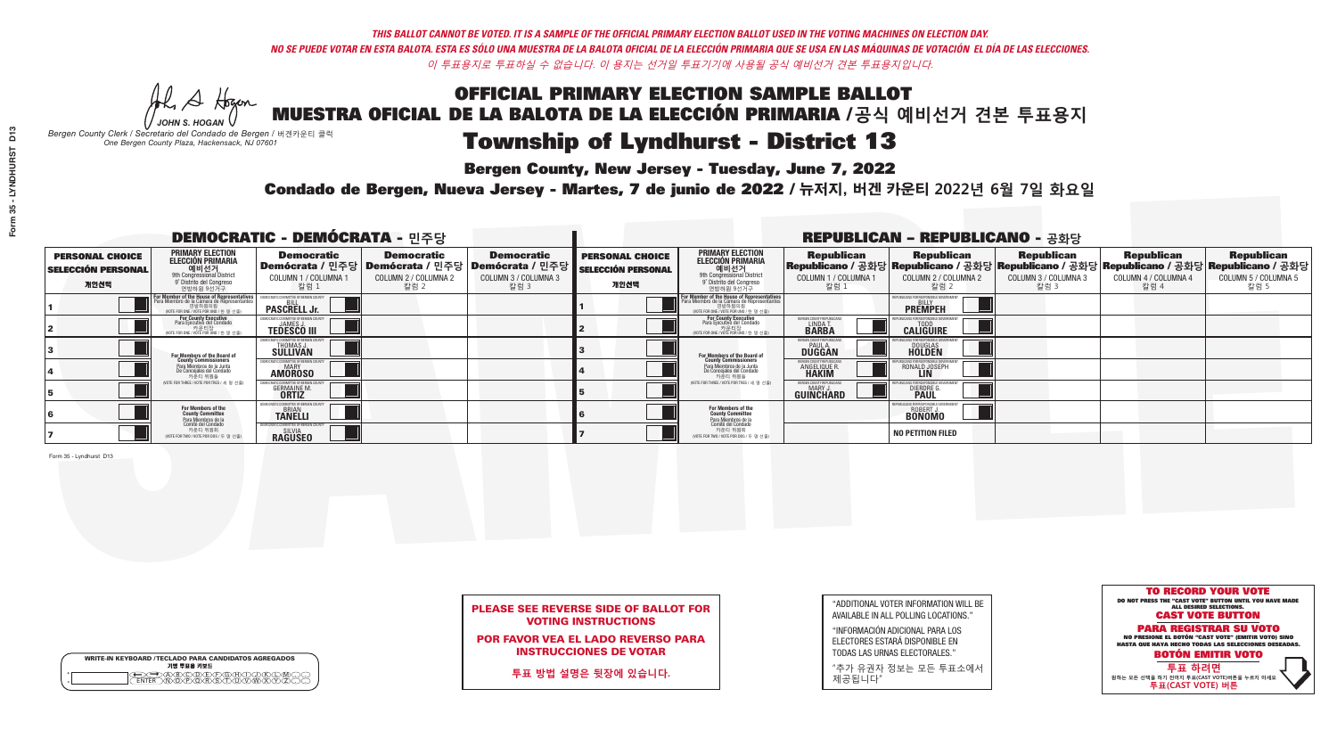*THIS BALLOT CANNOT BE VOTED. IT IS A SAMPLE OF THE OFFICIAL PRIMARY ELECTION BALLOT USED IN THE VOTING MACHINES ON ELECTION DAY.*
*NO SE PUEDE VOTAR EN ESTA BALOTA. ESTA ES SÓLO UNA MUESTRA DE LA BALOTA OFICIAL DE LA ELECCIÓN PRIMARIA QUE SE USA EN LAS MÁQUINAS DE VOTACIÓN EL DÍA DE LAS ELECCIONES.*
*이 투표용지로 투표하실 수 없습니다. 이 용지는 선거일 투표기기에 사용될 공식 예비선거 견본 투표용지입니다.*

JOHN S. HOGAN
*Bergen County Clerk / Secretario del Condado de Bergen /* 버겐카운티 클럭
*One Bergen County Plaza, Hackensack, NJ 07601*

# OFFICIAL PRIMARY ELECTION SAMPLE BALLOT
# MUESTRA OFICIAL DE LA BALOTA DE LA ELECCIÓN PRIMARIA /공식 예비선거 견본 투표용지
# Township of Lyndhurst - District 13

**Bergen County, New Jersey - Tuesday, June 7, 2022**

**Condado de Bergen, Nueva Jersey - Martes, 7 de junio de 2022 / 뉴저지, 버겐 카운티 2022년 6월 7일 화요일**

## DEMOCRATIC - DEMÓCRATA - 민주당

| PERSONAL CHOICE / SELECCIÓN PERSONAL / 개인선택 | PRIMARY ELECTION / ELECCIÓN PRIMARIA / 예비선거 / 9th Congressional District / 9° Distrito del Congreso / 연방하원 9선거구 | Democratic / Demócrata / 민주당 COLUMN 1 / COLUMNA 1 / 칼럼 1 | Democratic / Demócrata / 민주당 COLUMN 2 / COLUMNA 2 / 칼럼 2 | Democratic / Demócrata / 민주당 COLUMN 3 / COLUMNA 3 / 칼럼 3 |
|---|---|---|---|---|
| 1 | For Member of the House of Representatives / Para Miembro de la Cámara de Representantes / 연방하원의원 (VOTE FOR ONE / VOTE POR UNO / 한 명 선출) | BILL PASCRELL Jr. | | |
| 2 | For County Executive / Para Ejecutivo del Condado / 카운티장 (VOTE FOR ONE / VOTE POR UNO / 한 명 선출) | JAMES J. TEDESCO III | | |
| 3 | For Members of the Board of County Commissioners / Para Miembros de la Junta De Concejales del Condado / 카운티 위원들 (VOTE FOR THREE / VOTE POR TRES / 세 명 선출) | THOMAS J. SULLIVAN | | |
| 4 | | MARY AMOROSO | | |
| 5 | | GERMAINE M. ORTIZ | | |
| 6 | For Members of the County Committee / Para Miembros de la Comité del Condado / 카운티 위원회 (VOTE FOR TWO / VOTE POR DOS / 두 명 선출) | BRIAN TANELLI | | |
| 7 | | SILVIA RAGUSEO | | |

## REPUBLICAN - REPUBLICANO - 공화당

| PERSONAL CHOICE / SELECCIÓN PERSONAL / 개인선택 | PRIMARY ELECTION / ELECCIÓN PRIMARIA / 예비선거 / 9th Congressional District / 9° Distrito del Congreso / 연방하원 9선거구 | Republican / Republicano / 공화당 COLUMN 1 / COLUMNA 1 / 칼럼 1 | Republican / Republicano / 공화당 COLUMN 2 / COLUMNA 2 / 칼럼 2 | Republican / Republicano / 공화당 COLUMN 3 / COLUMNA 3 / 칼럼 3 | Republican / Republicano / 공화당 COLUMN 4 / COLUMNA 4 / 칼럼 4 | Republican / Republicano / 공화당 COLUMN 5 / COLUMNA 5 / 칼럼 5 |
|---|---|---|---|---|---|---|
| 1 | For Member of the House of Representatives / Para Miembro de la Cámara de Representantes / 연방하원의원 (VOTE FOR ONE / VOTE POR UNO / 한 명 선출) | | BILLY PREMPEH | | | |
| 2 | For County Executive / Para Ejecutivo del Condado / 카운티장 (VOTE FOR ONE / VOTE POR UNO / 한 명 선출) | LINDA T. BARBA | TODD CALIGUIRE | | | |
| 3 | For Members of the Board of County Commissioners / Para Miembros de la Junta De Concejales del Condado / 카운티 위원들 (VOTE FOR THREE / VOTE POR TRES / 세 명 선출) | PAUL A. DUGGAN | DOUGLAS HOLDEN | | | |
| 4 | | ANGELIQUE R. HAKIM | RONALD JOSEPH LIN | | | |
| 5 | | MARY J. GUINCHARD | DIERDRE G. PAUL | | | |
| 6 | For Members of the County Committee / Para Miembros de la Comité del Condado / 카운티 위원회 (VOTE FOR TWO / VOTE POR DOS / 두 명 선출) | | ROBERT J. BONOMO | | | |
| 7 | | | NO PETITION FILED | | | |

Form 35 - Lyndhurst D13

**PLEASE SEE REVERSE SIDE OF BALLOT FOR VOTING INSTRUCTIONS**

**POR FAVOR VEA EL LADO REVERSO PARA INSTRUCCIONES DE VOTAR**

**투표 방법 설명은 뒷장에 있습니다.**

"ADDITIONAL VOTER INFORMATION WILL BE AVAILABLE IN ALL POLLING LOCATIONS."

"INFORMACIÓN ADICIONAL PARA LOS ELECTORES ESTARÁ DISPONIBLE EN TODAS LAS URNAS ELECTORALES."

"추가 유권자 정보는 모든 투표소에서 제공됩니다"

**TO RECORD YOUR VOTE**
DO NOT PRESS THE "CAST VOTE" BUTTON UNTIL YOU HAVE MADE ALL DESIRED SELECTIONS.
**CAST VOTE BUTTON**
**PARA REGISTRAR SU VOTO**
NO PRESIONE EL BOTÓN "CAST VOTE" (EMITIR VOTO) SINO HASTA QUE HAYA HECHO TODAS LAS SELECCIONES DESEADAS.
**BOTÓN EMITIR VOTO**
**투표 하려면**
원하는 모든 선택을 하기 전까지 투표(CAST VOTE)버튼을 누르지 마세요
**투표(CAST VOTE) 버튼**

WRITE-IN KEYBOARD /TECLADO PARA CANDIDATOS AGREGADOS
기명 투표용 키보드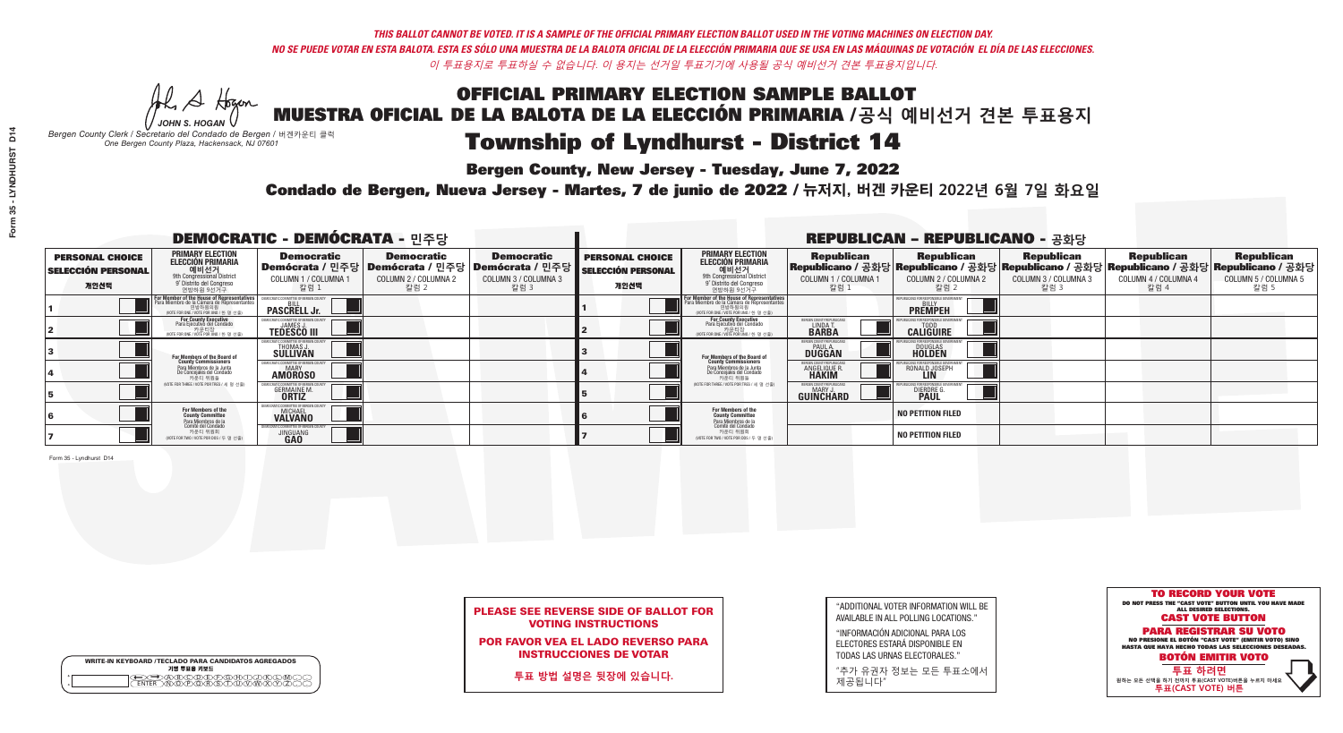THIS BALLOT CANNOT BE VOTED. IT IS A SAMPLE OF THE OFFICIAL PRIMARY ELECTION BALLOT USED IN THE VOTING MACHINES ON ELECTION DAY.
NO SE PUEDE VOTAR EN ESTA BALOTA. ESTA ES SÓLO UNA MUESTRA DE LA BALOTA OFICIAL DE LA ELECCIÓN PRIMARIA QUE SE USA EN LAS MÁQUINAS DE VOTACIÓN EL DÍA DE LAS ELECCIONES.
이 투표용지로 투표하실 수 없습니다. 이 용지는 선거일 투표기기에 사용될 공식 예비선거 견본 투표용지입니다.

JOHN S. HOGAN
Bergen County Clerk / Secretario del Condado de Bergen / 버겐카운티 클럭
One Bergen County Plaza, Hackensack, NJ 07601

# OFFICIAL PRIMARY ELECTION SAMPLE BALLOT
# MUESTRA OFICIAL DE LA BALOTA DE LA ELECCIÓN PRIMARIA /공식 예비선거 견본 투표용지
# Township of Lyndhurst - District 14

**Bergen County, New Jersey - Tuesday, June 7, 2022**

**Condado de Bergen, Nueva Jersey - Martes, 7 de junio de 2022 / 뉴저지, 버겐 카운티 2022년 6월 7일 화요일**

## DEMOCRATIC - DEMÓCRATA - 민주당

| PERSONAL CHOICE / SELECCIÓN PERSONAL / 개인선택 | PRIMARY ELECTION / ELECCIÓN PRIMARIA / 예비선거 | Democratic / Demócrata / 민주당 COLUMN 1 / COLUMNA 1 / 칼럼 1 | Democratic / Demócrata / 민주당 COLUMN 2 / COLUMNA 2 / 칼럼 2 | Democratic / Demócrata / 민주당 COLUMN 3 / COLUMNA 3 / 칼럼 3 |
|---|---|---|---|---|
| 1 | For Member of the House of Representatives / Para Miembro de la Cámara de Representantes / 연방하원의원 (VOTE FOR ONE / VOTE POR UNO / 한 명 선출) | BILL PASCRELL Jr. | | |
| 2 | For County Executive / Para Ejecutivo del Condado / 카운티장 (VOTE FOR ONE / VOTE POR UNO / 한 명 선출) | JAMES J. TEDESCO III | | |
| 3 | For Members of the Board of County Commissioners / Para Miembros de la Junta De Concejales del Condado / 카운티 위원들 (VOTE FOR THREE / VOTE POR TRES / 세 명 선출) | THOMAS J. SULLIVAN | | |
| 4 | | MARY AMOROSO | | |
| 5 | | GERMAINE M. ORTIZ | | |
| 6 | For Members of the County Committee / Para Miembros de la Comité del Condado / 카운티 위원회 (VOTE FOR TWO / VOTE POR DOS / 두 명 선출) | MICHAEL VALVANO | | |
| 7 | | JINGUANG GAO | | |

## REPUBLICAN - REPUBLICANO - 공화당

| PERSONAL CHOICE / SELECCIÓN PERSONAL / 개인선택 | PRIMARY ELECTION / ELECCIÓN PRIMARIA / 예비선거 | Republican / Republicano / 공화당 COLUMN 1 / COLUMNA 1 / 칼럼 1 | Republican / Republicano / 공화당 COLUMN 2 / COLUMNA 2 / 칼럼 2 | Republican / Republicano / 공화당 COLUMN 3 / COLUMNA 3 / 칼럼 3 | Republican / Republicano / 공화당 COLUMN 4 / COLUMNA 4 / 칼럼 4 | Republican / Republicano / 공화당 COLUMN 5 / COLUMNA 5 / 칼럼 5 |
|---|---|---|---|---|---|---|
| 1 | For Member of the House of Representatives / Para Miembro de la Cámara de Representantes / 연방하원의원 (VOTE FOR ONE / VOTE POR UNO / 한 명 선출) | | BILLY PREMPEH | | | |
| 2 | For County Executive / Para Ejecutivo del Condado / 카운티장 (VOTE FOR ONE / VOTE POR UNO / 한 명 선출) | LINDA T. BARBA | TODD CALIGUIRE | | | |
| 3 | For Members of the Board of County Commissioners / Para Miembros de la Junta De Concejales del Condado / 카운티 위원들 (VOTE FOR THREE / VOTE POR TRES / 세 명 선출) | PAUL A. DUGGAN | DOUGLAS HOLDEN | | | |
| 4 | | ANGELIQUE R. HAKIM | RONALD JOSEPH LIN | | | |
| 5 | | MARY J. GUINCHARD | DIERDRE G. PAUL | | | |
| 6 | For Members of the County Committee / Para Miembros de la Comité del Condado / 카운티 위원회 (VOTE FOR TWO / VOTE POR DOS / 두 명 선출) | | NO PETITION FILED | | | |
| 7 | | | NO PETITION FILED | | | |

Form 35 - Lyndhurst D14

**PLEASE SEE REVERSE SIDE OF BALLOT FOR VOTING INSTRUCTIONS**

**POR FAVOR VEA EL LADO REVERSO PARA INSTRUCCIONES DE VOTAR**

**투표 방법 설명은 뒷장에 있습니다.**

"ADDITIONAL VOTER INFORMATION WILL BE AVAILABLE IN ALL POLLING LOCATIONS."

"INFORMACIÓN ADICIONAL PARA LOS ELECTORES ESTARÁ DISPONIBLE EN TODAS LAS URNAS ELECTORALES."

"추가 유권자 정보는 모든 투표소에서 제공됩니다"

WRITE-IN KEYBOARD /TECLADO PARA CANDIDATOS AGREGADOS
기명 투표용 키보드

**TO RECORD YOUR VOTE**
DO NOT PRESS THE "CAST VOTE" BUTTON UNTIL YOU HAVE MADE ALL DESIRED SELECTIONS.
**CAST VOTE BUTTON**

**PARA REGISTRAR SU VOTO**
NO PRESIONE EL BOTÓN "CAST VOTE" (EMITIR VOTO) SINO HASTA QUE HAYA HECHO TODAS LAS SELECCIONES DESEADAS.
**BOTÓN EMITIR VOTO**

**투표 하려면**
원하는 모든 선택을 하기 전까지 투표(CAST VOTE)버튼을 누르지 마세요
**투표(CAST VOTE) 버튼**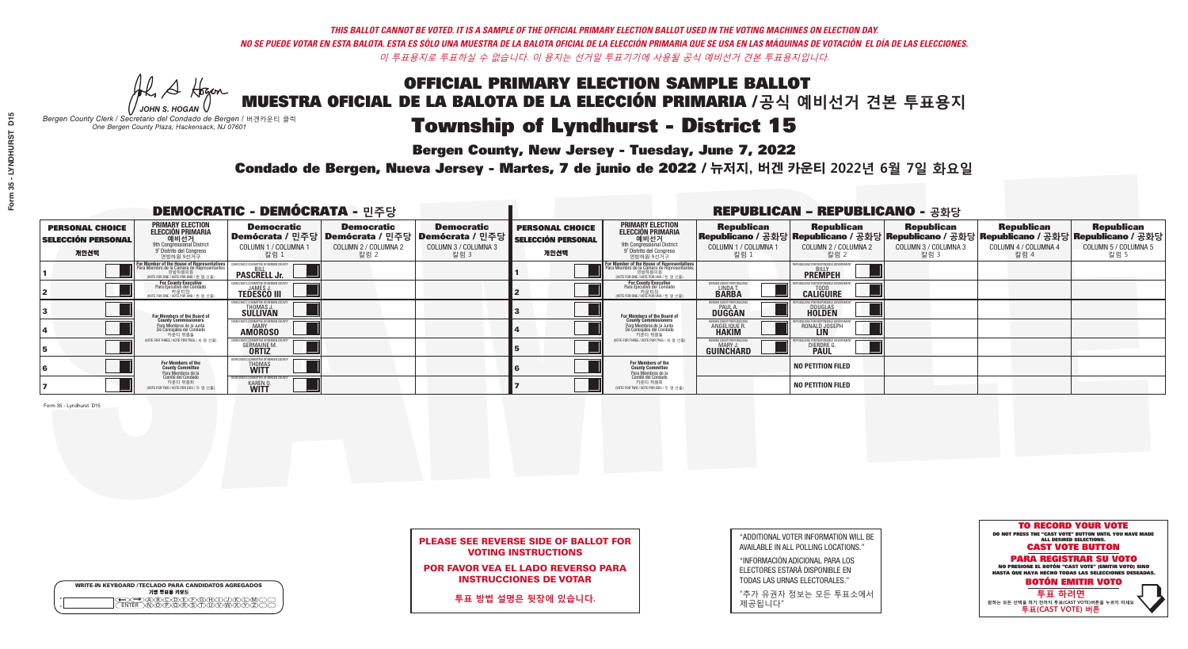*THIS BALLOT CANNOT BE VOTED. IT IS A SAMPLE OF THE OFFICIAL PRIMARY ELECTION BALLOT USED IN THE VOTING MACHINES ON ELECTION DAY.*
*NO SE PUEDE VOTAR EN ESTA BALOTA. ESTA ES SÓLO UNA MUESTRA DE LA BALOTA OFICIAL DE LA ELECCIÓN PRIMARIA QUE SE USA EN LAS MÁQUINAS DE VOTACIÓN EL DÍA DE LAS ELECCIONES.*
*이 투표용지로 투표하실 수 없습니다. 이 용지는 선거일 투표기기에 사용될 공식 예비선거 견본 투표용지입니다.*

JOHN S. HOGAN
Bergen County Clerk / Secretario del Condado de Bergen / 버겐카운티 클럭
One Bergen County Plaza, Hackensack, NJ 07601

# OFFICIAL PRIMARY ELECTION SAMPLE BALLOT
# MUESTRA OFICIAL DE LA BALOTA DE LA ELECCIÓN PRIMARIA /공식 예비선거 견본 투표용지
# Township of Lyndhurst - District 15

**Bergen County, New Jersey - Tuesday, June 7, 2022**
**Condado de Bergen, Nueva Jersey - Martes, 7 de junio de 2022 / 뉴저지, 버겐 카운티 2022년 6월 7일 화요일**

## DEMOCRATIC - DEMÓCRATA - 민주당

| PERSONAL CHOICE / SELECCIÓN PERSONAL / 개인선택 | PRIMARY ELECTION / ELECCIÓN PRIMARIA / 예비선거 / 9th Congressional District / 9° Distrito del Congreso / 연방하원 9선거구 | Democratic / Demócrata / 민주당 COLUMN 1 / COLUMNA 1 / 칼럼 1 | Democratic / Demócrata / 민주당 COLUMN 2 / COLUMNA 2 / 칼럼 2 | Democratic / Demócrata / 민주당 COLUMN 3 / COLUMNA 3 / 칼럼 3 |
|---|---|---|---|---|
| 1 | For Member of the House of Representatives / Para Miembro de la Cámara de Representantes / 연방하원의원 (VOTE FOR ONE / VOTE POR UNO / 한 명 선출) | BILL PASCRELL Jr. | | |
| 2 | For County Executive / Para Ejecutivo del Condado / 카운티장 (VOTE FOR ONE / VOTE POR UNO / 한 명 선출) | JAMES J. TEDESCO III | | |
| 3 | For Members of the Board of County Commissioners / Para Miembros de la Junta De Concejales del Condado / 카운티 위원들 (VOTE FOR THREE / VOTE POR TRES / 세 명 선출) | THOMAS J. SULLIVAN | | |
| 4 | | MARY AMOROSO | | |
| 5 | | GERMAINE M. ORTIZ | | |
| 6 | For Members of the County Committee / Para Miembros de la Comité del Condado / 카운티 위원회 (VOTE FOR TWO / VOTE POR DOS / 두 명 선출) | THOMAS WITT | | |
| 7 | | KAREN O. WITT | | |

## REPUBLICAN - REPUBLICANO - 공화당

| PERSONAL CHOICE / SELECCIÓN PERSONAL / 개인선택 | PRIMARY ELECTION / ELECCIÓN PRIMARIA / 예비선거 / 9th Congressional District / 9° Distrito del Congreso / 연방하원 9선거구 | Republican / Republicano / 공화당 COLUMN 1 / COLUMNA 1 / 칼럼 1 | Republican / Republicano / 공화당 COLUMN 2 / COLUMNA 2 / 칼럼 2 | Republican / Republicano / 공화당 COLUMN 3 / COLUMNA 3 / 칼럼 3 | Republican / Republicano / 공화당 COLUMN 4 / COLUMNA 4 / 칼럼 4 | Republican / Republicano / 공화당 COLUMN 5 / COLUMNA 5 / 칼럼 5 |
|---|---|---|---|---|---|---|
| 1 | For Member of the House of Representatives / Para Miembro de la Cámara de Representantes / 연방하원의원 (VOTE FOR ONE / VOTE POR UNO / 한 명 선출) | | BILLY PREMPEH | | | |
| 2 | For County Executive / Para Ejecutivo del Condado / 카운티장 (VOTE FOR ONE / VOTE POR UNO / 한 명 선출) | LINDA T. BARBA | TODD CALIGUIRE | | | |
| 3 | For Members of the Board of County Commissioners / Para Miembros de la Junta De Concejales del Condado / 카운티 위원들 (VOTE FOR THREE / VOTE POR TRES / 세 명 선출) | PAUL A. DUGGAN | DOUGLAS HOLDEN | | | |
| 4 | | ANGELIQUE R. HAKIM | RONALD JOSEPH LIN | | | |
| 5 | | MARY J. GUINCHARD | DIERDRE G. PAUL | | | |
| 6 | For Members of the County Committee / Para Miembros de la Comité del Condado / 카운티 위원회 (VOTE FOR TWO / VOTE POR DOS / 두 명 선출) | | NO PETITION FILED | | | |
| 7 | | | NO PETITION FILED | | | |

Form 35 - Lyndhurst D15

**PLEASE SEE REVERSE SIDE OF BALLOT FOR VOTING INSTRUCTIONS**

**POR FAVOR VEA EL LADO REVERSO PARA INSTRUCCIONES DE VOTAR**

**투표 방법 설명은 뒷장에 있습니다.**

"ADDITIONAL VOTER INFORMATION WILL BE AVAILABLE IN ALL POLLING LOCATIONS."

"INFORMACIÓN ADICIONAL PARA LOS ELECTORES ESTARÁ DISPONIBLE EN TODAS LAS URNAS ELECTORALES."

"추가 유권자 정보는 모든 투표소에서 제공됩니다"

WRITE-IN KEYBOARD /TECLADO PARA CANDIDATOS AGREGADOS
기명 투표용 키보드

**TO RECORD YOUR VOTE**
DO NOT PRESS THE "CAST VOTE" BUTTON UNTIL YOU HAVE MADE ALL DESIRED SELECTIONS.
**CAST VOTE BUTTON**

**PARA REGISTRAR SU VOTO**
NO PRESIONE EL BOTÓN "CAST VOTE" (EMITIR VOTO) SINO HASTA QUE HAYA HECHO TODAS LAS SELECCIONES DESEADAS.
**BOTÓN EMITIR VOTO**

**투표 하려면**
원하는 모든 선택을 하기 전까지 투표(CAST VOTE)버튼을 누르지 마세요.
**투표(CAST VOTE) 버튼**